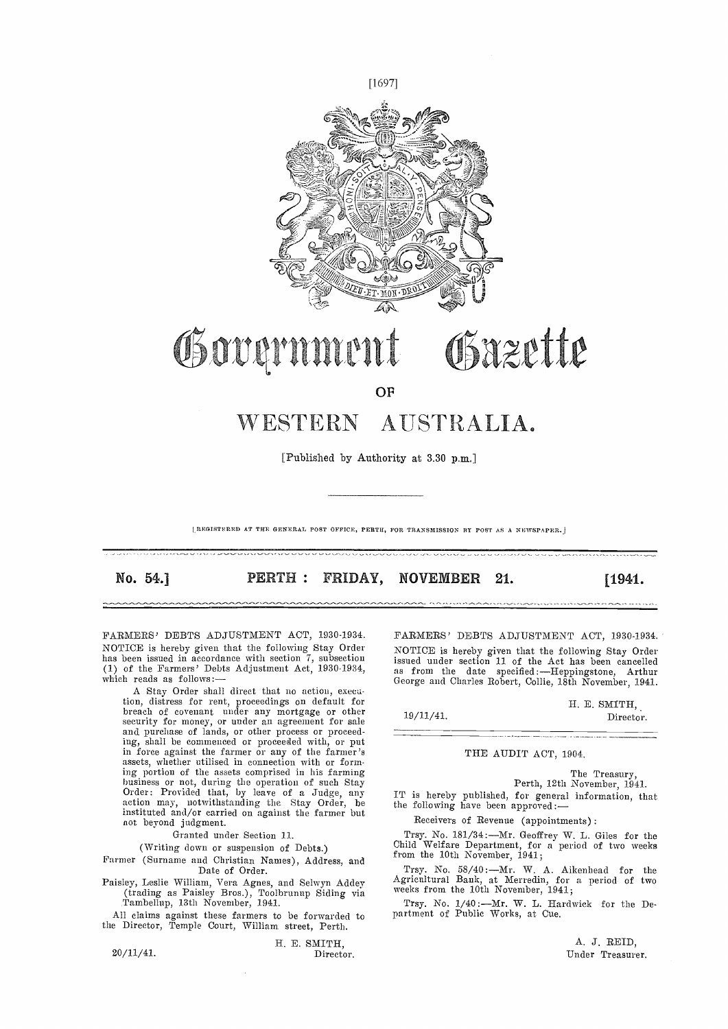# Government Gazette

## OF

# WESTERN AUSTRALIA.

[Published by Authority at 3.30 p.m.]

[REGISTERED AT THE GENERAL POST OFFICE, PERTH, FOR TRANSMISSION BY POST AS A NEWSPAPER.]

**No. 54.] PERTH: FRIDAY, NOVEMBER 21. [1941.**

---

FARMERS' DEBTS ADJUSTMENT ACT, 1930-1934.

NOTICE is hereby given that the following Stay Order has been issued in accordance with section 7, subsection (1) of the Farmers' Debts Adjustment Act, 1930-1934, which reads as follows:—

> A Stay Order shall direct that no action, execution, distress for rent, proceedings on default for breach of covenant under any mortgage or other security for money, or under an agreement for sale and purchase of lands, or other process or proceeding, shall be commenced or proceeded with, or put in force against the farmer or any of the farmer's assets, whether utilised in connection with or forming portion of the assets comprised in his farming business or not, during the operation of such Stay Order: Provided that, by leave of a Judge, any action may, notwithstanding the Stay Order, be instituted and/or carried on against the farmer but not beyond judgment.

Granted under Section 11.

(Writing down or suspension of Debts.)

Farmer (Surname and Christian Names), Address, and Date of Order.

Paisley, Leslie William, Vera Agnes, and Selwyn Addey (trading as Paisley Bros.), Toolbrunup Siding via Tambellup, 13th November, 1941.

All claims against these farmers to be forwarded to the Director, Temple Court, William street, Perth.

H. E. SMITH,
Director.

20/11/41.

---

FARMERS' DEBTS ADJUSTMENT ACT, 1930-1934.

NOTICE is hereby given that the following Stay Order issued under section 11 of the Act has been cancelled as from the date specified:—Heppingstone, Arthur George and Charles Robert, Collie, 18th November, 1941.

H. E. SMITH,
Director.

19/11/41.

---

THE AUDIT ACT, 1904.

The Treasury,
Perth, 12th November, 1941.

IT is hereby published, for general information, that the following have been approved:—

Receivers of Revenue (appointments):

Trsy. No. 181/34:—Mr. Geoffrey W. L. Giles for the Child Welfare Department, for a period of two weeks from the 10th November, 1941;

Trsy. No. 58/40:—Mr. W. A. Aikenhead for the Agricultural Bank, at Merredin, for a period of two weeks from the 10th November, 1941;

Trsy. No. 1/40:—Mr. W. L. Hardwick for the Department of Public Works, at Cue.

A. J. REID,
Under Treasurer.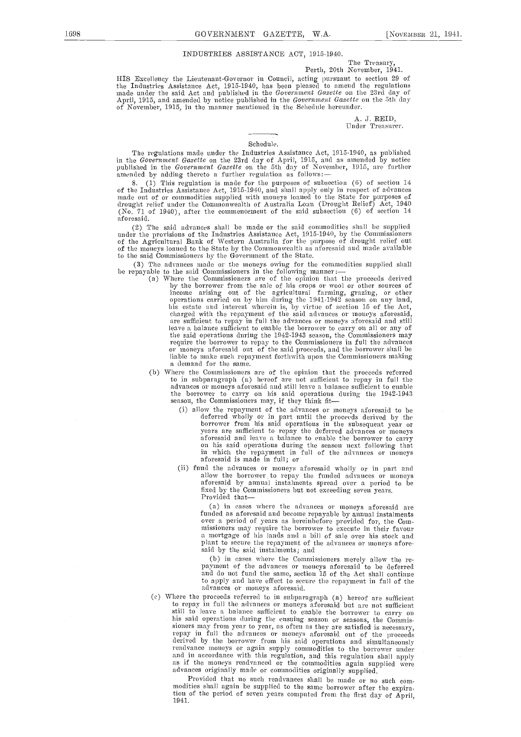## INDUSTRIES ASSISTANCE ACT, 1915-1940.

The Treasury,
Perth, 20th November, 1941.

HIS Excellency the Lieutenant-Governor in Council, acting pursuant to section 29 of the Industries Assistance Act, 1915-1940, has been pleased to amend the regulations made under the said Act and published in the *Government Gazette* on the 23rd day of April, 1915, and amended by notice published in the *Government Gazette* on the 5th day of November, 1915, in the manner mentioned in the Schedule hereunder.

A. J. REID,
Under Treasurer.

### Schedule.

The regulations made under the Industries Assistance Act, 1915-1940, as published in the *Government Gazette* on the 23rd day of April, 1915, and as amended by notice published in the *Government Gazette* on the 5th day of November, 1915, are further amended by adding thereto a further regulation as follows:—

8. (1) This regulation is made for the purposes of subsection (6) of section 14 of the Industries Assistance Act, 1915-1940, and shall apply only in respect of advances made out of or commodities supplied with moneys loaned to the State for purposes of drought relief under the Commonwealth of Australia Loan (Drought Relief) Act, 1940 (No. 71 of 1940), after the commencement of the said subsection (6) of section 14 aforesaid.

(2) The said advances shall be made or the said commodities shall be supplied under the provisions of the Industries Assistance Act, 1915-1940, by the Commissioners of the Agricultural Bank of Western Australia for the purpose of drought relief out of the moneys loaned to the State by the Commonwealth as aforesaid and made available to the said Commissioners by the Government of the State.

(3) The advances made or the moneys owing for the commodities supplied shall be repayable to the said Commissioners in the following manner:—

(a) Where the Commissioners are of the opinion that the proceeds derived by the borrower from the sale of his crops or wool or other sources of income arising out of the agricultural farming, grazing, or other operations carried on by him during the 1941-1942 season on any land, his estate and interest wherein is, by virtue of section 15 of the Act, charged with the repayment of the said advances or moneys aforesaid, are sufficient to repay in full the advances or moneys aforesaid and still leave a balance sufficient to enable the borrower to carry on all or any of the said operations during the 1942-1943 season, the Commissioners may require the borrower to repay to the Commissioners in full the advances or moneys aforesaid out of the said proceeds, and the borrower shall be liable to make such repayment forthwith upon the Commissioners making a demand for the same.

(b) Where the Commissioners are of the opinion that the proceeds referred to in subparagraph (a) hereof are not sufficient to repay in full the advances or moneys aforesaid and still leave a balance sufficient to enable the borrower to carry on his said operations during the 1942-1943 season, the Commissioners may, if they think fit—

(i) allow the repayment of the advances or moneys aforesaid to be deferred wholly or in part until the proceeds derived by the borrower from his said operations in the subsequent year or years are sufficient to repay the deferred advances or moneys aforesaid and leave a balance to enable the borrower to carry on his said operations during the season next following that in which the repayment in full of the advances or moneys aforesaid is made in full; or

(ii) fund the advances or moneys aforesaid wholly or in part and allow the borrower to repay the funded advances or moneys aforesaid by annual instalments spread over a period to be fixed by the Commissioners but not exceeding seven years.

Provided that—

(a) in cases where the advances or moneys aforesaid are funded as aforesaid and become repayable by annual instalments over a period of years as hereinbefore provided for, the Commissioners may require the borrower to execute in their favour a mortgage of his lands and a bill of sale over his stock and plant to secure the repayment of the advances or moneys aforesaid by the said instalments; and

(b) in cases where the Commissioners merely allow the repayment of the advances or moneys aforesaid to be deferred and do not fund the same, section 15 of the Act shall continue to apply and have effect to secure the repayment in full of the advances or moneys aforesaid.

(c) Where the proceeds referred to in subparagraph (a) hereof are sufficient to repay in full the advances or moneys aforesaid but are not sufficient still to leave a balance sufficient to enable the borrower to carry on his said operations during the ensuing season or seasons, the Commissioners may from year to year, as often as they are satisfied is necessary, repay in full the advances or moneys aforesaid out of the proceeds derived by the borrower from his said operations and simultaneously readvance moneys or again supply commodities to the borrower under and in accordance with this regulation, and this regulation shall apply as if the moneys readvanced or the commodities again supplied were advances originally made or commodities originally supplied.

Provided that no such readvances shall be made or no such commodities shall again be supplied to the same borrower after the expiration of the period of seven years computed from the first day of April, 1941.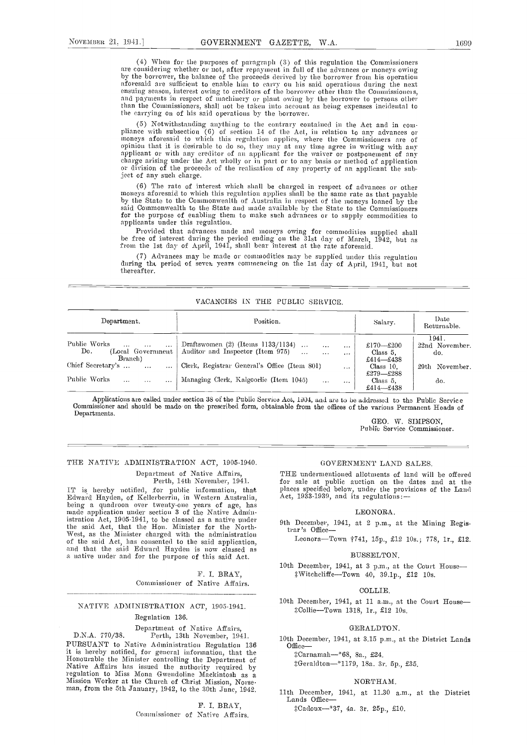(4) When for the purposes of paragraph (3) of this regulation the Commissioners are considering whether or not, after repayment in full of the advances or moneys owing by the borrower, the balance of the proceeds derived by the borrower from his operation aforesaid are sufficient to enable him to carry on his said operations during the next ensuing season, interest owing to creditors of the borrower other than the Commissioners, and payments in respect of machinery or plant owing by the borrower to persons other than the Commissioners, shall not be taken into account as being expenses incidental to the carrying on of his said operations by the borrower.

(5) Notwithstanding anything to the contrary contained in the Act and in compliance with subsection (6) of section 14 of the Act, in relation to any advances or moneys aforesaid to which this regulation applies, where the Commissioners are of opinion that it is desirable to do so, they may at any time agree in writing with any applicant or with any creditor of an applicant for the waiver or postponement of any charge arising under the Act wholly or in part or to any basis or method of application or division of the proceeds of the realisation of any property of an applicant the subject of any such charge.

(6) The rate of interest which shall be charged in respect of advances or other moneys aforesaid to which this regulation applies shall be the same rate as that payable by the State to the Commonwealth of Australia in respect of the moneys loaned by the said Commonwealth to the State and made available by the State to the Commissioners for the purpose of enabling them to make such advances or to supply commodities to applicants under this regulation.

Provided that advances made and moneys owing for commodities supplied shall be free of interest during the period ending on the 31st day of March, 1942, but as from the 1st day of April, 1941, shall bear interest at the rate aforesaid.

(7) Advances may be made or commodities may be supplied under this regulation during the period of seven years commencing on the 1st day of April, 1941, but not thereafter.

## VACANCIES IN THE PUBLIC SERVICE.

| Department. | Position. | Salary. | Date Returnable. |
|---|---|---|---|
| | | | 1941. |
| Public Works | Draftswomen (2) (Items 1133/1134) | £170—£200 | 22nd November. |
| Do. (Local Government Branch) | Auditor and Inspector (Item 975) | Class 5, £414—£438 | do. |
| Chief Secretary's | Clerk, Registrar General's Office (Item 801) | Class 10, £279—£288 | 29th November. |
| Public Works | Managing Clerk, Kalgoorlie (Item 1045) | Class 5, £414—£438 | do. |

Applications are called under section 38 of the Public Service Act, 1904, and are to be addressed to the Public Service Commissioner and should be made on the prescribed form, obtainable from the offices of the various Permanent Heads of Departments.

GEO. W. SIMPSON,
Public Service Commissioner.

## THE NATIVE ADMINISTRATION ACT, 1905-1940.

Department of Native Affairs,
Perth, 14th November, 1941.

IT is hereby notified, for public information, that Edward Hayden, of Kellerberrin, in Western Australia, being a quadroon over twenty-one years of age, has made application under section 3 of the Native Administration Act, 1905-1941, to be classed as a native under the said Act, that the Hon. Minister for the North-West, as the Minister charged with the administration of the said Act, has consented to the said application, and that the said Edward Hayden is now classed as a native under and for the purpose of this said Act.

F. I. BRAY,
Commissioner of Native Affairs.

## NATIVE ADMINISTRATION ACT, 1905-1941.

Regulation 136.

Department of Native Affairs,
D.N.A. 770/38. Perth, 13th November, 1941.

PURSUANT to Native Administration Regulation 136 it is hereby notified, for general information, that the Honourable the Minister controlling the Department of Native Affairs has issued the authority required by regulation to Miss Mona Gwendoline Mackintosh as a Mission Worker at the Church of Christ Mission, Norseman, from the 5th January, 1942, to the 30th June, 1942.

F. I. BRAY,
Commissioner of Native Affairs.

## GOVERNMENT LAND SALES.

THE undermentioned allotments of land will be offered for sale at public auction on the dates and at the places specified below, under the provisions of the Land Act, 1933-1939, and its regulations:—

### LEONORA.

9th December, 1941, at 2 p.m., at the Mining Registrar's Office—

Leonora—Town †741, 15p., £12 10s.; 778, 1r., £12.

### BUSSELTON.

10th December, 1941, at 3 p.m., at the Court House—

‡Witchcliffe—Town 40, 39.1p., £12 10s.

### COLLIE.

10th December, 1941, at 11 a.m., at the Court House—

‡Collie—Town 1318, 1r., £12 10s.

### GERALDTON.

10th December, 1941, at 3.15 p.m., at the District Lands Office—

‡Carnamah—*68, 8a., £24.

‡Geraldton—*1179, 18a. 3r. 5p., £35.

### NORTHAM.

11th December, 1941, at 11.30 a.m., at the District Lands Office—

‡Cadoux—*37, 4a. 3r. 25p., £10.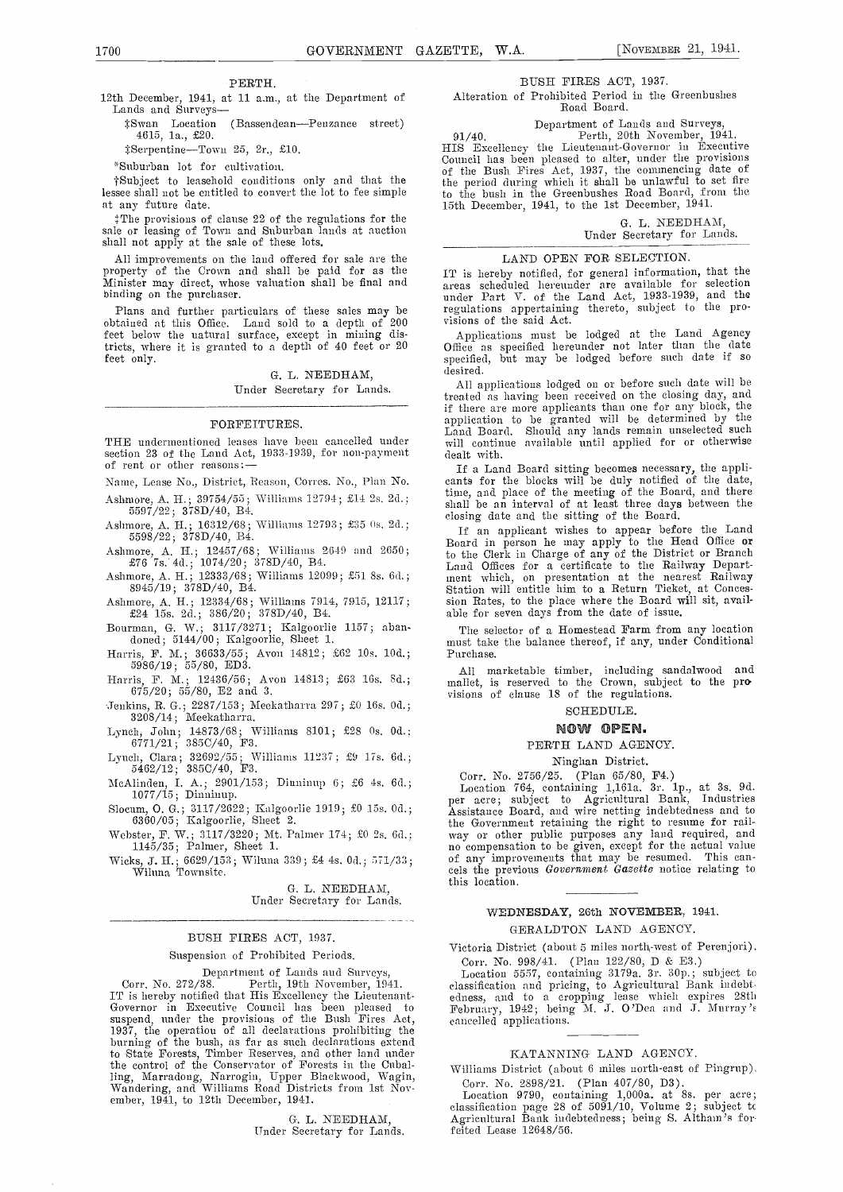## PERTH.

12th December, 1941, at 11 a.m., at the Department of Lands and Surveys—

‡Swan Location (Bassendean—Penzance street) 4615, 1a., £20.

‡Serpentine—Town 25, 2r., £10.

\*Suburban lot for cultivation.

†Subject to leasehold conditions only and that the lessee shall not be entitled to convert the lot to fee simple at any future date.

‡The provisions of clause 22 of the regulations for the sale or leasing of Town and Suburban lands at auction shall not apply at the sale of these lots.

All improvements on the land offered for sale are the property of the Crown and shall be paid for as the Minister may direct, whose valuation shall be final and binding on the purchaser.

Plans and further particulars of these sales may be obtained at this Office. Land sold to a depth of 200 feet below the natural surface, except in mining districts, where it is granted to a depth of 40 feet or 20 feet only.

G. L. NEEDHAM,
Under Secretary for Lands.

---

## FORFEITURES.

THE undermentioned leases have been cancelled under section 23 of the Land Act, 1933-1939, for non-payment of rent or other reasons:—

Name, Lease No., District, Reason, Corres. No., Plan No.

Ashmore, A. H.; 39754/55; Williams 12794; £14 2s. 2d.; 5597/22; 378D/40, B4.

Ashmore, A. H.; 16312/68; Williams 12793; £35 0s. 2d.; 5598/22; 378D/40, B4.

Ashmore, A. H.; 12457/68; Williams 2649 and 2650; £76 7s. 4d.; 1074/20; 378D/40, B4.

Ashmore, A. H.; 12333/68; Williams 12099; £51 8s. 6d.; 8945/19; 378D/40, B4.

Ashmore, A. H.; 12334/68; Williams 7914, 7915, 12117; £24 15s. 2d.; 386/20; 378D/40, B4.

Bourman, G. W.; 3117/3271; Kalgoorlie 1157; abandoned; 5144/00; Kalgoorlie, Sheet 1.

Harris, F. M.; 36633/55; Avon 14812; £62 10s. 10d.; 5986/19; 55/80, ED3.

Harris, F. M.; 12436/56; Avon 14813; £63 16s. 8d.; 675/20; 55/80, E2 and 3.

Jenkins, R. G.; 2287/153; Meekatharra 297; £0 16s. 0d.; 3208/14; Meekatharra.

Lynch, John; 14873/68; Williams 8101; £28 0s. 0d.; 6771/21; 385C/40, F3.

Lynch, Clara; 32692/55; Williams 11237; £9 17s. 6d.; 5462/12; 385C/40, F3.

McAlinden, I. A.; 2901/153; Dinninup 6; £6 4s. 6d.; 1077/15; Dinninup.

Slocum, O. G.; 3117/2622; Kalgoorlie 1919; £0 15s. 0d.; 6360/05; Kalgoorlie, Sheet 2.

Webster, F. W.; 3117/3220; Mt. Palmer 174; £0 2s. 6d.; 1145/35; Palmer, Sheet 1.

Wicks, J. H.; 6629/153; Wiluna 339; £4 4s. 0d.; 571/33; Wiluna Townsite.

G. L. NEEDHAM,
Under Secretary for Lands.

---

## BUSH FIRES ACT, 1937.

### Suspension of Prohibited Periods.

Department of Lands and Surveys,
Corr. No. 272/38. Perth, 19th November, 1941.

IT is hereby notified that His Excellency the Lieutenant-Governor in Executive Council has been pleased to suspend, under the provisions of the Bush Fires Act, 1937, the operation of all declarations prohibiting the burning of the bush, as far as such declarations extend to State Forests, Timber Reserves, and other land under the control of the Conservator of Forests in the Cuballing, Marradong, Narrogin, Upper Blackwood, Wagin, Wandering, and Williams Road Districts from 1st November, 1941, to 12th December, 1941.

G. L. NEEDHAM,
Under Secretary for Lands.

---

## BUSH FIRES ACT, 1937.

### Alteration of Prohibited Period in the Greenbushes Road Board.

Department of Lands and Surveys,
91/40. Perth, 20th November, 1941.

HIS Excellency the Lieutenant-Governor in Executive Council has been pleased to alter, under the provisions of the Bush Fires Act, 1937, the commencing date of the period during which it shall be unlawful to set fire to the bush in the Greenbushes Road Board, from the 15th December, 1941, to the 1st December, 1941.

G. L. NEEDHAM,
Under Secretary for Lands.

---

## LAND OPEN FOR SELECTION.

IT is hereby notified, for general information, that the areas scheduled hereunder are available for selection under Part V. of the Land Act, 1933-1939, and the regulations appertaining thereto, subject to the provisions of the said Act.

Applications must be lodged at the Land Agency Office as specified hereunder not later than the date specified, but may be lodged before such date if so desired.

All applications lodged on or before such date will be treated as having been received on the closing day, and if there are more applicants than one for any block, the application to be granted will be determined by the Land Board. Should any lands remain unselected such will continue available until applied for or otherwise dealt with.

If a Land Board sitting becomes necessary, the applicants for the blocks will be duly notified of the date, time, and place of the meeting of the Board, and there shall be an interval of at least three days between the closing date and the sitting of the Board.

If an applicant wishes to appear before the Land Board in person he may apply to the Clerk in Charge of any of the District or Branch Land Offices for a certificate to the Railway Department which, on presentation at the nearest Railway Station will entitle him to a Return Ticket, at Concession Rates, to the place where the Board will sit, available for seven days from the date of issue.

The selector of a Homestead Farm from any location must take the balance thereof, if any, under Conditional Purchase.

All marketable timber, including sandalwood and mallet, is reserved to the Crown, subject to the provisions of clause 18 of the regulations.

### SCHEDULE.

### NOW OPEN.

#### PERTH LAND AGENCY.

Ninghan District.

Corr. No. 2756/25. (Plan 65/80, F4.)

Location 764, containing 1,161a. 3r. 1p., at 3s. 9d. per acre; subject to Agricultural Bank, Industries Assistance Board, and wire netting indebtedness and to the Government retaining the right to resume for railway or other public purposes any land required, and no compensation to be given, except for the actual value of any improvements that may be resumed. This cancels the previous *Government Gazette* notice relating to this location.

### WEDNESDAY, 26th NOVEMBER, 1941.

#### GERALDTON LAND AGENCY.

Victoria District (about 5 miles north-west of Perenjori).

Corr. No. 998/41. (Plan 122/80, D & E3.)

Location 5557, containing 3179a. 3r. 30p.; subject to classification and pricing, to Agricultural Bank indebtedness, and to a cropping lease which expires 28th February, 1942; being M. J. O'Dea and J. Murray's cancelled applications.

#### KATANNING LAND AGENCY.

Williams District (about 6 miles north-east of Pingrup).

Corr. No. 2898/21. (Plan 407/80, D3).

Location 9790, containing 1,000a. at 8s. per acre; classification page 28 of 5091/10, Volume 2; subject to Agricultural Bank indebtedness; being S. Altham's forfeited Lease 12648/56.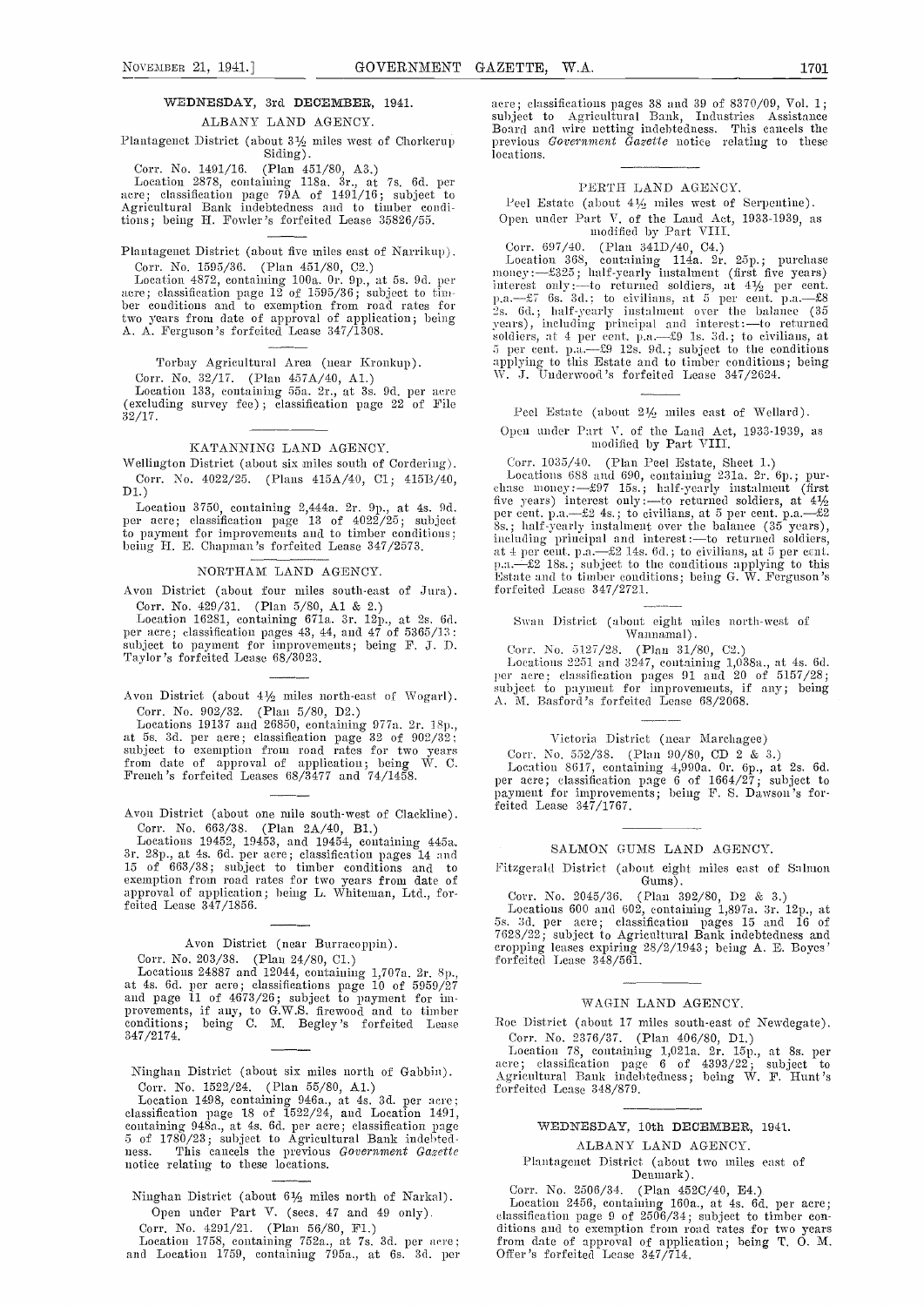## WEDNESDAY, 3rd DECEMBER, 1941.

### ALBANY LAND AGENCY.

Plantagenet District (about 3½ miles west of Chorkerup Siding).

Corr. No. 1491/16. (Plan 451/80, A3.)

Location 2878, containing 118a. 3r., at 7s. 6d. per acre; classification page 79A of 1491/16; subject to Agricultural Bank indebtedness and to timber conditions; being H. Fowler's forfeited Lease 35826/55.

Plantagenet District (about five miles east of Narrikup).

Corr. No. 1595/36. (Plan 451/80, C2.)

Location 4872, containing 100a. 0r. 9p., at 5s. 9d. per acre; classification page 12 of 1595/36; subject to timber conditions and to exemption from road rates for two years from date of approval of application; being A. A. Ferguson's forfeited Lease 347/1308.

Torbay Agricultural Area (near Kronkup).

Corr. No. 32/17. (Plan 457A/40, A1.)

Location 133, containing 55a. 2r., at 3s. 9d. per acre (excluding survey fee); classification page 22 of File 32/17.

### KATANNING LAND AGENCY.

Wellington District (about six miles south of Cordering).

Corr. No. 4022/25. (Plans 415A/40, C1; 415B/40, D1.)

Location 3750, containing 2,444a. 2r. 9p., at 4s. 9d. per acre; classification page 13 of 4022/25; subject to payment for improvements and to timber conditions; being H. E. Chapman's forfeited Lease 347/2573.

### NORTHAM LAND AGENCY.

Avon District (about four miles south-east of Jura).

Corr. No. 429/31. (Plan 5/80, A1 & 2.)

Location 16281, containing 671a. 3r. 12p., at 2s. 6d. per acre; classification pages 43, 44, and 47 of 5365/13: subject to payment for improvements; being F. J. D. Taylor's forfeited Lease 68/3023.

Avon District (about 4½ miles north-east of Wogarl).

Corr. No. 902/32. (Plan 5/80, D2.)

Locations 19137 and 26850, containing 977a. 2r. 18p., at 5s. 3d. per acre; classification page 32 of 902/32; subject to exemption from road rates for two years from date of approval of application; being W. C. French's forfeited Leases 68/3477 and 74/1458.

Avon District (about one mile south-west of Clackline).

Corr. No. 663/38. (Plan 2A/40, B1.)

Locations 19452, 19453, and 19454, containing 445a. 3r. 28p., at 4s. 6d. per acre; classification pages 14 and 15 of 663/38; subject to timber conditions and to exemption from road rates for two years from date of approval of application; being L. Whiteman, Ltd., forfeited Lease 347/1856.

Avon District (near Burracoppin).

Corr. No. 203/38. (Plan 24/80, C1.)

Locations 24887 and 12044, containing 1,707a. 2r. 8p., at 4s. 6d. per acre; classifications page 10 of 5959/27 and page 11 of 4673/26; subject to payment for improvements, if any, to G.W.S. firewood and to timber conditions; being C. M. Begley's forfeited Lease 347/2174.

Ninghan District (about six miles north of Gabbin).

Corr. No. 1522/24. (Plan 55/80, A1.)

Location 1498, containing 946a., at 4s. 3d. per acre; classification page 18 of 1522/24, and Location 1491, containing 948a., at 4s. 6d. per acre; classification page 5 of 1780/23; subject to Agricultural Bank indebtedness. This cancels the previous *Government Gazette* notice relating to these locations.

Ninghan District (about 6½ miles north of Narkal).

Open under Part V. (secs. 47 and 49 only).

Corr. No. 4291/21. (Plan 56/80, F1.)

Location 1758, containing 752a., at 7s. 3d. per acre; and Location 1759, containing 795a., at 6s. 3d. per acre; classifications pages 38 and 39 of 8370/09, Vol. 1; subject to Agricultural Bank, Industries Assistance Board and wire netting indebtedness. This cancels the previous *Government Gazette* notice relating to these locations.

### PERTH LAND AGENCY.

Peel Estate (about 4½ miles west of Serpentine).

Open under Part V. of the Land Act, 1933-1939, as modified by Part VIII.

Corr. 697/40. (Plan 341D/40, C4.)

Location 368, containing 114a. 2r. 25p.; purchase money:—£325; half-yearly instalment (first five years) interest only:—to returned soldiers, at 4½ per cent. p.a.—£7 6s. 3d.; to civilians, at 5 per cent. p.a.—£8 2s. 6d.; half-yearly instalment over the balance (35 years), including principal and interest:—to returned soldiers, at 4 per cent. p.a.—£9 1s. 3d.; to civilians, at 5 per cent. p.a.—£9 12s. 9d.; subject to the conditions applying to this Estate and to timber conditions; being W. J. Underwood's forfeited Lease 347/2624.

Peel Estate (about 2½ miles east of Wellard).

Open under Part V. of the Land Act, 1933-1939, as modified by Part VIII.

Corr. 1035/40. (Plan Peel Estate, Sheet 1.)

Locations 688 and 690, containing 231a. 2r. 6p.; purchase money:—£97 15s.; half-yearly instalment (first five years) interest only:—to returned soldiers, at 4½ per cent. p.a.—£2 4s.; to civilians, at 5 per cent. p.a.—£2 8s.; half-yearly instalment over the balance (35 years), including principal and interest:—to returned soldiers, at 4 per cent. p.a.—£2 14s. 6d.; to civilians, at 5 per cent. p.a.—£2 18s.; subject to the conditions applying to this Estate and to timber conditions; being G. W. Ferguson's forfeited Lease 347/2721.

Swan District (about eight miles north-west of Wannamal).

Corr. No. 5127/28. (Plan 31/80, C2.)

Locations 2251 and 3247, containing 1,038a., at 4s. 6d. per acre; classification pages 91 and 20 of 5157/28; subject to payment for improvements, if any; being A. M. Basford's forfeited Lease 68/2068.

Victoria District (near Marchagee)

Corr. No. 552/38. (Plan 90/80, CD 2 & 3.)

Location 8617, containing 4,990a. 0r. 6p., at 2s. 6d. per acre; classification page 6 of 1664/27; subject to payment for improvements; being F. S. Dawson's forfeited Lease 347/1767.

### SALMON GUMS LAND AGENCY.

Fitzgerald District (about eight miles east of Salmon Gums).

Corr. No. 2045/36. (Plan 392/80, D2 & 3.)

Locations 600 and 602, containing 1,897a. 3r. 12p., at 5s. 3d. per acre; classification pages 15 and 16 of 7628/22; subject to Agricultural Bank indebtedness and cropping leases expiring 28/2/1943; being A. E. Boyes' forfeited Lease 348/561.

### WAGIN LAND AGENCY.

Roe District (about 17 miles south-east of Newdegate).

Corr. No. 2376/37. (Plan 406/80, D1.)

Location 78, containing 1,021a. 2r. 15p., at 8s. per acre; classification page 6 of 4393/22; subject to Agricultural Bank indebtedness; being W. F. Hunt's forfeited Lease 348/879.

## WEDNESDAY, 10th DECEMBER, 1941.

### ALBANY LAND AGENCY.

Plantagenet District (about two miles east of Denmark).

Corr. No. 2506/34. (Plan 452C/40, E4.)

Location 2456, containing 160a., at 4s. 6d. per acre; classification page 9 of 2506/34; subject to timber conditions and to exemption from road rates for two years from date of approval of application; being T. O. M. Offer's forfeited Lease 347/714.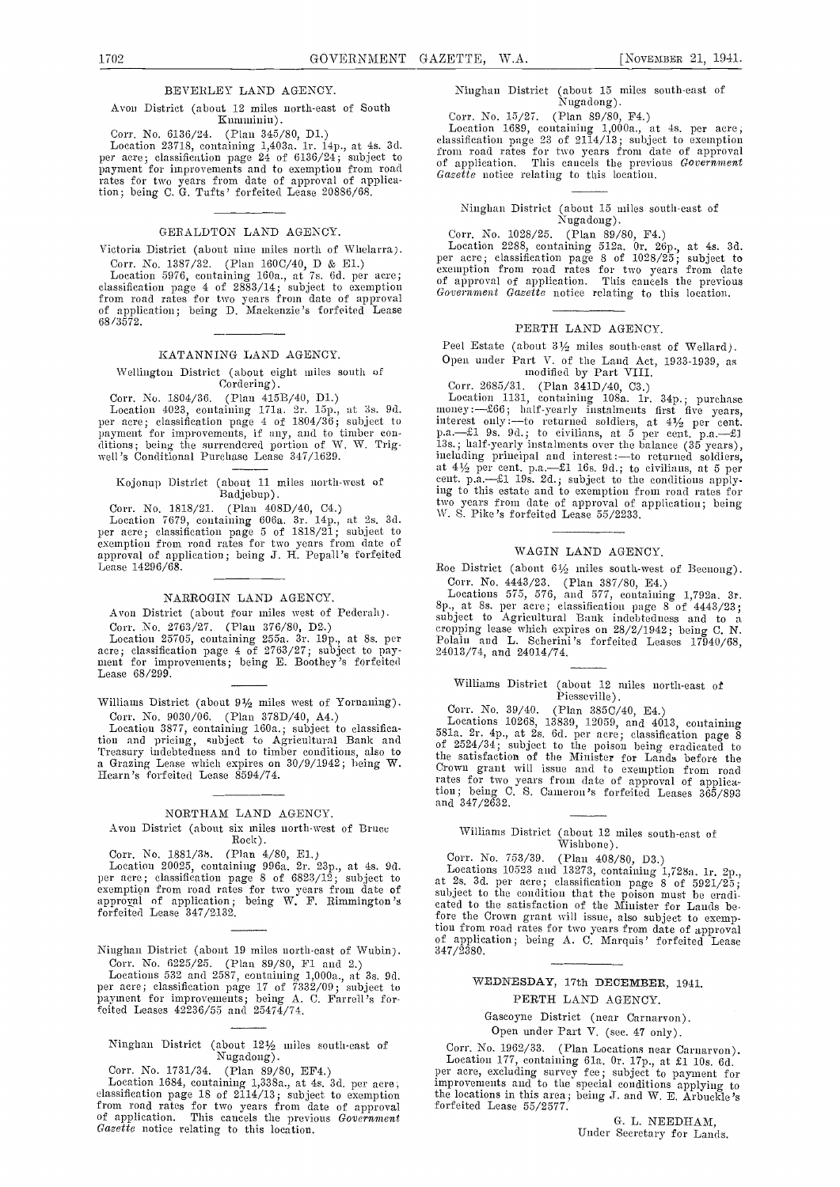## BEVERLEY LAND AGENCY.

Avon District (about 12 miles north-east of South Kumminin).

Corr. No. 6136/24. (Plan 345/80, D1.)

Location 23718, containing 1,403a. 1r. 14p., at 4s. 3d. per acre; classification page 24 of 6136/24; subject to payment for improvements and to exemption from road rates for two years from date of approval of application; being C. G. Tufts' forfeited Lease 20886/68.

## GERALDTON LAND AGENCY.

Victoria District (about nine miles north of Whelarra).

Corr. No. 1387/32. (Plan 160C/40, D & E1.)

Location 5976, containing 160a., at 7s. 6d. per acre; classification page 4 of 2883/14; subject to exemption from road rates for two years from date of approval of application; being D. Mackenzie's forfeited Lease 68/3572.

## KATANNING LAND AGENCY.

Wellington District (about eight miles south of Cordering).

Corr. No. 1804/36. (Plan 415B/40, D1.)

Location 4023, containing 171a. 2r. 15p., at 3s. 9d. per acre; classification page 4 of 1804/36; subject to payment for improvements, if any, and to timber conditions; being the surrendered portion of W. W. Trigwell's Conditional Purchase Lease 347/1629.

Kojonup District (about 11 miles north-west of Badjebup).

Corr. No. 1818/21. (Plan 408D/40, C4.)

Location 7679, containing 606a. 3r. 14p., at 2s. 3d. per acre; classification page 5 of 1818/21; subject to exemption from road rates for two years from date of approval of application; being J. H. Pepall's forfeited Lease 14296/68.

## NARROGIN LAND AGENCY.

Avon District (about four miles west of Pederah).

Corr. No. 2763/27. (Plan 376/80, D2.)

Location 25705, containing 255a. 3r. 19p., at 8s. per acre; classification page 4 of 2763/27; subject to payment for improvements; being E. Boothey's forfeited Lease 68/299.

Williams District (about 9½ miles west of Yornaning).

Corr. No. 9030/06. (Plan 378D/40, A4.)

Location 3877, containing 160a.; subject to classification and pricing, subject to Agricultural Bank and Treasury indebtedness and to timber conditions, also to a Grazing Lease which expires on 30/9/1942; being W. Hearn's forfeited Lease 8594/74.

## NORTHAM LAND AGENCY.

Avon District (about six miles north-west of Bruce Rock).

Corr. No. 1881/38. (Plan 4/80, E1.)

Location 20025, containing 996a. 2r. 23p., at 4s. 9d. per acre; classification page 8 of 6823/12; subject to exemption from road rates for two years from date of approval of application; being W. F. Rimmington's forfeited Lease 347/2132.

Ninghan District (about 19 miles north-east of Wubin).

Corr. No. 6225/25. (Plan 89/80, F1 and 2.)

Locations 532 and 2587, containing 1,000a., at 3s. 9d. per acre; classification page 17 of 7332/09; subject to payment for improvements; being A. C. Farrell's forfeited Leases 42236/55 and 25474/74.

Ninghan District (about 12½ miles south-east of Nugadong).

Corr. No. 1731/34. (Plan 89/80, EF4.)

Location 1684, containing 1,338a., at 4s. 3d. per acre; classification page 18 of 2114/13; subject to exemption from road rates for two years from date of approval of application. This cancels the previous *Government Gazette* notice relating to this location.

Ninghan District (about 15 miles south-east of Nugadong).

Corr. No. 15/27. (Plan 89/80, F4.)

Location 1689, containing 1,000a., at 4s. per acre; classification page 23 of 2114/13; subject to exemption from road rates for two years from date of approval of application. This cancels the previous *Government Gazette* notice relating to this location.

Ninghan District (about 15 miles south-east of Nugadong).

Corr. No. 1028/25. (Plan 89/80, F4.)

Location 2288, containing 512a. 0r. 26p., at 4s. 3d. per acre; classification page 8 of 1028/25; subject to exemption from road rates for two years from date of approval of application. This cancels the previous *Government Gazette* notice relating to this location.

## PERTH LAND AGENCY.

Peel Estate (about 3½ miles south-east of Wellard).

Open under Part V. of the Land Act, 1933-1939, as modified by Part VIII.

Corr. 2685/31. (Plan 341D/40, C3.)

Location 1131, containing 108a. 1r. 34p.; purchase money:—£66; half-yearly instalments first five years, interest only:—to returned soldiers, at 4½ per cent. p.a.—£1 9s. 9d.; to civilians, at 5 per cent. p.a.—£1 13s.; half-yearly instalments over the balance (35 years), including principal and interest:—to returned soldiers, at 4½ per cent. p.a.—£1 16s. 9d.; to civilians, at 5 per cent. p.a.—£1 19s. 2d.; subject to the conditions applying to this estate and to exemption from road rates for two years from date of approval of application; being W. S. Pike's forfeited Lease 55/2233.

## WAGIN LAND AGENCY.

Roe District (about 6½ miles south-west of Beenong).

Corr. No. 4443/23. (Plan 387/80, E4.)

Locations 575, 576, and 577, containing 1,792a. 3r. 8p., at 8s. per acre; classification page 8 of 4443/23; subject to Agricultural Bank indebtedness and to a cropping lease which expires on 28/2/1942; being C. N. Polain and L. Scherini's forfeited Leases 17940/68, 24013/74, and 24014/74.

Williams District (about 12 miles north-east of Piesseville).

Corr. No. 39/40. (Plan 385C/40, E4.)

Locations 10268, 13839, 12059, and 4013, containing 581a. 2r. 4p., at 2s. 6d. per acre; classification page 8 of 2524/34; subject to the poison being eradicated to the satisfaction of the Minister for Lands before the Crown grant will issue and to exemption from road rates for two years from date of approval of application; being C. S. Cameron's forfeited Leases 365/893 and 347/2632.

Williams District (about 12 miles south-east of Wishbone).

Corr. No. 753/39. (Plan 408/80, D3.)

Locations 10523 and 13273, containing 1,728a. 1r. 2p., at 2s. 3d. per acre; classification page 8 of 5921/25; subject to the condition that the poison must be eradicated to the satisfaction of the Minister for Lands before the Crown grant will issue, also subject to exemption from road rates for two years from date of approval of application; being A. C. Marquis' forfeited Lease 347/2380.

## WEDNESDAY, 17th DECEMBER, 1941.

## PERTH LAND AGENCY.

Gascoyne District (near Carnarvon).

Open under Part V. (sec. 47 only).

Corr. No. 1962/33. (Plan Locations near Carnarvon.)

Location 177, containing 61a. 0r. 17p., at £1 10s. 6d. per acre, excluding survey fee; subject to payment for improvements and to the special conditions applying to the locations in this area; being J. and W. E. Arbuckle's forfeited Lease 55/2577.

G. L. NEEDHAM,
Under Secretary for Lands.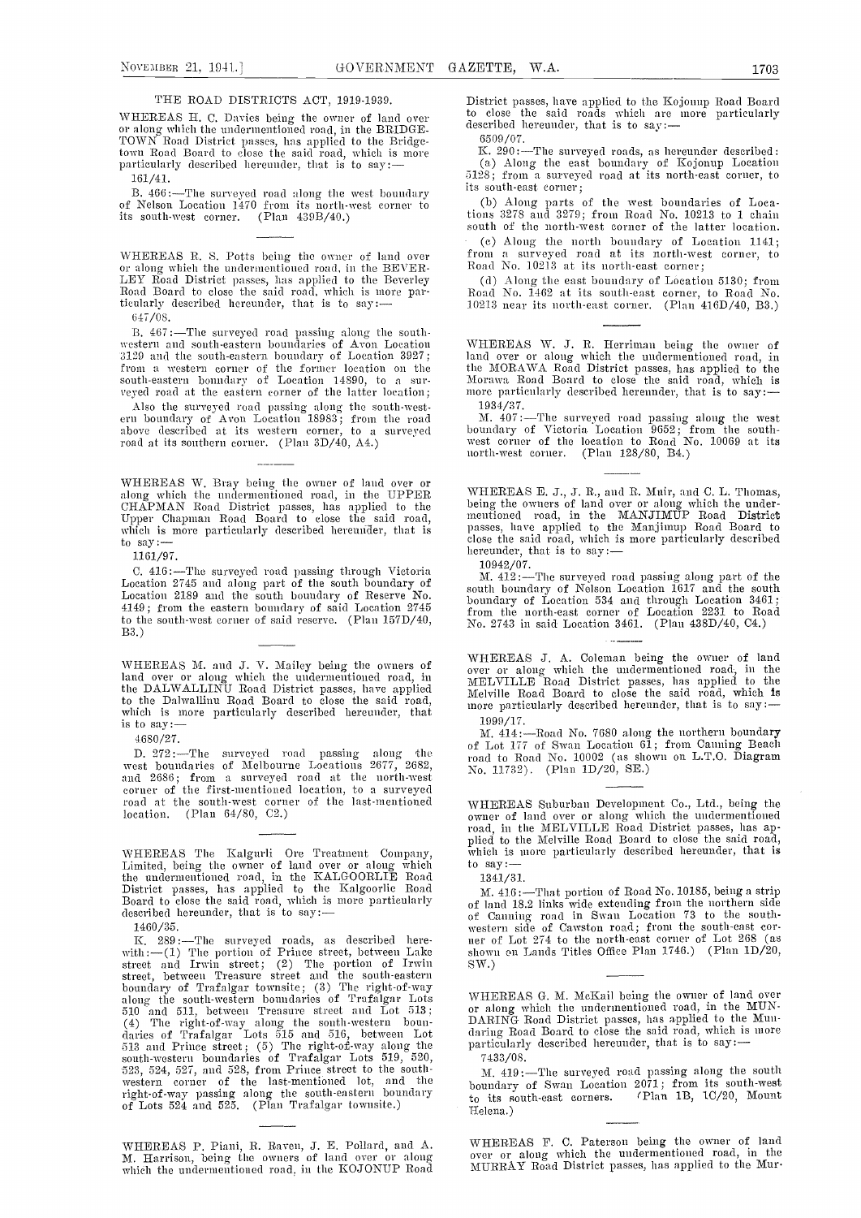THE ROAD DISTRICTS ACT, 1919-1939.

WHEREAS H. C. Davies being the owner of land over or along which the undermentioned road, in the BRIDGETOWN Road District passes, has applied to the Bridgetown Road Board to close the said road, which is more particularly described hereunder, that is to say:—

161/41.

B. 466:—The surveyed road along the west boundary of Nelson Location 1470 from its north-west corner to its south-west corner. (Plan 439B/40.)

---

WHEREAS R. S. Potts being the owner of land over or along which the undermentioned road, in the BEVERLEY Road District passes, has applied to the Beverley Road Board to close the said road, which is more particularly described hereunder, that is to say:—

647/08.

B. 467:—The surveyed road passing along the south-western and south-eastern boundaries of Avon Location 3129 and the south-eastern boundary of Location 3927; from a western corner of the former location on the south-eastern boundary of Location 14890, to a surveyed road at the eastern corner of the latter location;

Also the surveyed road passing along the south-western boundary of Avon Location 18983; from the road above described at its western corner, to a surveyed road at its southern corner. (Plan 3D/40, A4.)

---

WHEREAS W. Bray being the owner of land over or along which the undermentioned road, in the UPPER CHAPMAN Road District passes, has applied to the Upper Chapman Road Board to close the said road, which is more particularly described hereunder, that is to say:—

1161/97.

C. 416:—The surveyed road passing through Victoria Location 2745 and along part of the south boundary of Location 2189 and the south boundary of Reserve No. 4149; from the eastern boundary of said Location 2745 to the south-west corner of said reserve. (Plan 157D/40, B3.)

---

WHEREAS M. and J. V. Mailey being the owners of land over or along which the undermentioned road, in the DALWALLINU Road District passes, have applied to the Dalwallinu Road Board to close the said road, which is more particularly described hereunder, that is to say:—

4680/27.

D. 272:—The surveyed road passing along the west boundaries of Melbourne Locations 2677, 2682, and 2686; from a surveyed road at the north-west corner of the first-mentioned location, to a surveyed road at the south-west corner of the last-mentioned location. (Plan 64/80, C2.)

---

WHEREAS The Kalgurli Ore Treatment Company, Limited, being the owner of land over or along which the undermentioned road, in the KALGOORLIE Road District passes, has applied to the Kalgoorlie Road Board to close the said road, which is more particularly described hereunder, that is to say:—

1460/35.

K. 289:—The surveyed roads, as described herewith:—(1) The portion of Prince street, between Lake street and Irwin street; (2) The portion of Irwin street, between Treasure street and the south-eastern boundary of Trafalgar townsite; (3) The right-of-way along the south-western boundaries of Trafalgar Lots 510 and 511, between Treasure street and Lot 513; (4) The right-of-way along the south-western boundaries of Trafalgar Lots 515 and 516, between Lot 513 and Prince street; (5) The right-of-way along the south-western boundaries of Trafalgar Lots 519, 520, 523, 524, 527, and 528, from Prince street to the south-western corner of the last-mentioned lot, and the right-of-way passing along the south-eastern boundary of Lots 524 and 525. (Plan Trafalgar townsite.)

---

WHEREAS P. Piani, R. Raven, J. E. Pollard, and A. M. Harrison, being the owners of land over or along which the undermentioned road, in the KOJONUP Road District passes, have applied to the Kojonup Road Board to close the said roads which are more particularly described hereunder, that is to say:—

6509/07.

K. 290:—The surveyed roads, as hereunder described:

(a) Along the east boundary of Kojonup Location 5128; from a surveyed road at its north-east corner, to its south-east corner;

(b) Along parts of the west boundaries of Locations 3278 and 3279; from Road No. 10213 to 1 chain south of the north-west corner of the latter location.

(c) Along the north boundary of Location 1141; from a surveyed road at its north-west corner, to Road No. 10213 at its north-east corner;

(d) Along the east boundary of Location 5130; from Road No. 1462 at its south-east corner, to Road No. 10213 near its north-east corner. (Plan 416D/40, B3.)

---

WHEREAS W. J. R. Herriman being the owner of land over or along which the undermentioned road, in the MORAWA Road District passes, has applied to the Morawa Road Board to close the said road, which is more particularly described hereunder, that is to say:—

1934/37.

M. 407:—The surveyed road passing along the west boundary of Victoria Location 9652; from the south-west corner of the location to Road No. 10069 at its north-west corner. (Plan 128/80, B4.)

---

WHEREAS E. J., J. R., and R. Muir, and C. L. Thomas, being the owners of land over or along which the undermentioned road, in the MANJIMUP Road District passes, have applied to the Manjimup Road Board to close the said road, which is more particularly described hereunder, that is to say:—

10942/07.

M. 412:—The surveyed road passing along part of the south boundary of Nelson Location 1617 and the south boundary of Location 534 and through Location 3461; from the north-east corner of Location 2231 to Road No. 2743 in said Location 3461. (Plan 438D/40, C4.)

---

WHEREAS J. A. Coleman being the owner of land over or along which the undermentioned road, in the MELVILLE Road District passes, has applied to the Melville Road Board to close the said road, which is more particularly described hereunder, that is to say:—

1999/17.

M. 414:—Road No. 7680 along the northern boundary of Lot 177 of Swan Location 61; from Canning Beach road to Road No. 10002 (as shown on L.T.O. Diagram No. 11732). (Plan 1D/20, SE.)

---

WHEREAS Suburban Development Co., Ltd., being the owner of land over or along which the undermentioned road, in the MELVILLE Road District passes, has applied to the Melville Road Board to close the said road, which is more particularly described hereunder, that is to say:—

1341/31.

M. 416:—That portion of Road No. 10185, being a strip of land 18.2 links wide extending from the northern side of Canning road in Swan Location 73 to the south-western side of Cawston road; from the south-east corner of Lot 274 to the north-east corner of Lot 268 (as shown on Lands Titles Office Plan 1746.) (Plan 1D/20, SW.)

---

WHEREAS G. M. McKail being the owner of land over or along which the undermentioned road, in the MUNDARING Road District passes, has applied to the Mundaring Road Board to close the said road, which is more particularly described hereunder, that is to say:—

7433/08.

M. 419:—The surveyed road passing along the south boundary of Swan Location 2071; from its south-west to its south-east corners. (Plan 1B, 1C/20, Mount Helena.)

---

WHEREAS F. C. Paterson being the owner of land over or along which the undermentioned road, in the MURRAY Road District passes, has applied to the Mur-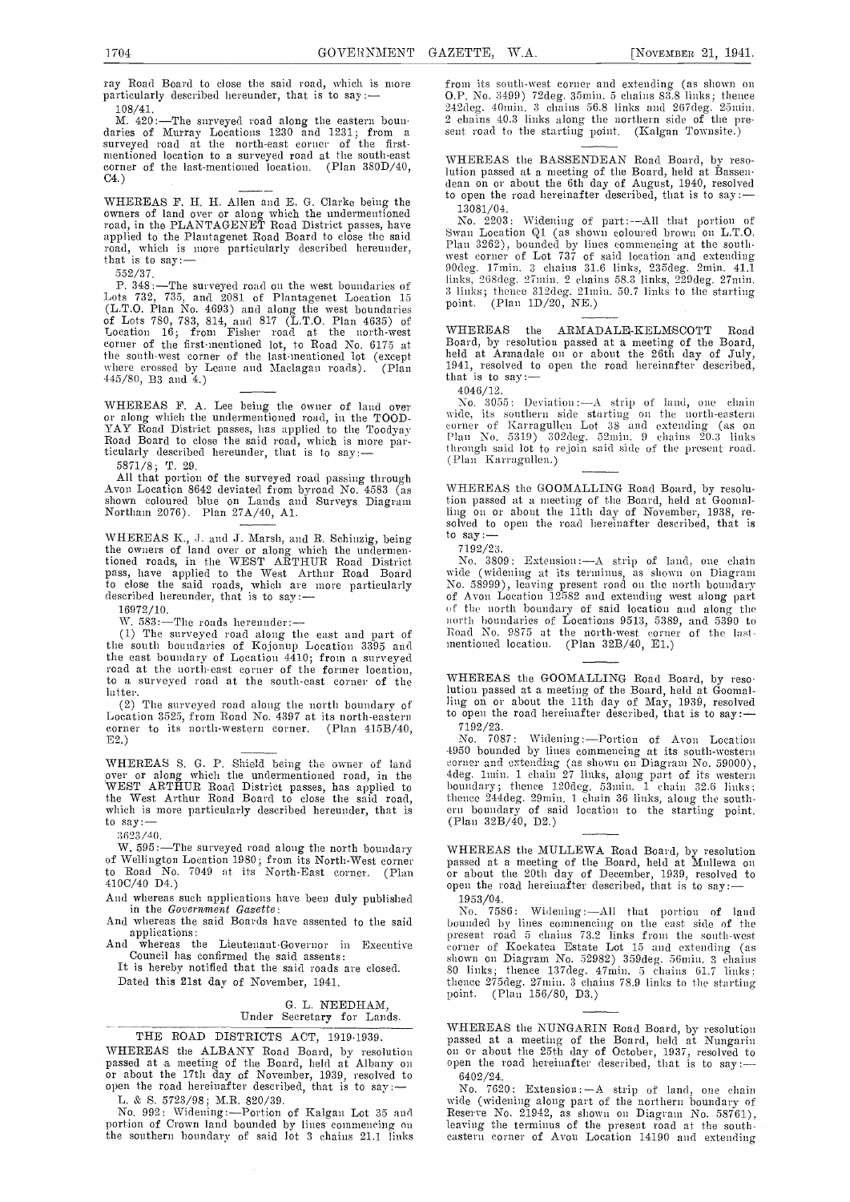ray Road Board to close the said road, which is more particularly described hereunder, that is to say:—

108/41.

M. 420:—The surveyed road along the eastern boundaries of Murray Locations 1230 and 1231; from a surveyed road at the north-east corner of the first-mentioned location to a surveyed road at the south-east corner of the last-mentioned location. (Plan 380D/40, C4.)

WHEREAS F. H. H. Allen and E. G. Clarke being the owners of land over or along which the undermentioned road, in the PLANTAGENET Road District passes, have applied to the Plantagenet Road Board to close the said road, which is more particularly described hereunder, that is to say:—

552/37.

P. 348:—The surveyed road on the west boundaries of Lots 732, 735, and 2081 of Plantagenet Location 15 (L.T.O. Plan No. 4693) and along the west boundaries of Lots 780, 783, 814, and 817 (L.T.O. Plan 4635) of Location 16; from Fisher road at the north-west corner of the first-mentioned lot, to Road No. 6175 at the south-west corner of the last-mentioned lot (except where crossed by Leane and Maclagan roads). (Plan 445/80, B3 and 4.)

WHEREAS F. A. Lee being the owner of land over or along which the undermentioned road, in the TOODYAY Road District passes, has applied to the Toodyay Road Board to close the said road, which is more particularly described hereunder, that is to say:—

5871/8; T. 29.

All that portion of the surveyed road passing through Avon Location 8642 deviated from byroad No. 4583 (as shown coloured blue on Lands and Surveys Diagram Northam 2076). Plan 27A/40, A1.

WHEREAS K., J. and J. Marsh, and R. Schinzig, being the owners of land over or along which the undermentioned roads, in the WEST ARTHUR Road District pass, have applied to the West Arthur Road Board to close the said roads, which are more particularly described hereunder, that is to say:—

16972/10.

W. 583:—The roads hereunder:—

(1) The surveyed road along the east and part of the south boundaries of Kojonup Location 3395 and the east boundary of Location 4410; from a surveyed road at the north-east corner of the former location, to a surveyed road at the south-east corner of the latter.

(2) The surveyed road along the north boundary of Location 3525, from Road No. 4397 at its north-eastern corner to its north-western corner. (Plan 415B/40, E2.)

WHEREAS S. G. P. Shield being the owner of land over or along which the undermentioned road, in the WEST ARTHUR Road District passes, has applied to the West Arthur Road Board to close the said road, which is more particularly described hereunder, that is to say:—

3623/40.

W. 595:—The surveyed road along the north boundary of Wellington Location 1980; from its North-West corner to Road No. 7049 at its North-East corner. (Plan 410C/40 D4.)

And whereas such applications have been duly published in the *Government Gazette*:

And whereas the said Boards have assented to the said applications:

And whereas the Lieutenant-Governor in Executive Council has confirmed the said assents:

It is hereby notified that the said roads are closed.

Dated this 21st day of November, 1941.

G. L. NEEDHAM,
Under Secretary for Lands.

## THE ROAD DISTRICTS ACT, 1919-1939.

WHEREAS the ALBANY Road Board, by resolution passed at a meeting of the Board, held at Albany on or about the 17th day of November, 1939, resolved to open the road hereinafter described, that is to say:—

L. & S. 5723/98; M.R. 820/39.

No. 992: Widening:—Portion of Kalgan Lot 35 and portion of Crown land bounded by lines commencing on the southern boundary of said lot 3 chains 21.1 links from its south-west corner and extending (as shown on O.P. No. 3499) 72deg. 35min. 5 chains 83.8 links; thence 242deg. 40min. 3 chains 56.8 links and 267deg. 25min. 2 chains 40.3 links along the northern side of the present road to the starting point. (Kalgan Townsite.)

WHEREAS the BASSENDEAN Road Board, by resolution passed at a meeting of the Board, held at Bassendean on or about the 6th day of August, 1940, resolved to open the road hereinafter described, that is to say:—

13081/04.

No. 2203: Widening of part:—All that portion of Swan Location Q1 (as shown coloured brown on L.T.O. Plan 3262), bounded by lines commencing at the south-west corner of Lot 737 of said location and extending 90deg. 17min. 3 chains 31.6 links, 235deg. 2min. 41.1 links, 268deg. 27min. 2 chains 58.3 links, 229deg. 27min. 3 links; thence 312deg. 21min. 50.7 links to the starting point. (Plan 1D/20, NE.)

WHEREAS the ARMADALE-KELMSCOTT Road Board, by resolution passed at a meeting of the Board, held at Armadale on or about the 26th day of July, 1941, resolved to open the road hereinafter described, that is to say:—

4046/12.

No. 3055: Deviation:—A strip of land, one chain wide, its southern side starting on the north-eastern corner of Karragullen Lot 38 and extending (as on Plan No. 5319) 302deg. 52min. 9 chains 20.3 links through said lot to rejoin said side of the present road. (Plan Karragullen.)

WHEREAS the GOOMALLING Road Board, by resolution passed at a meeting of the Board, held at Goomalling on or about the 11th day of November, 1938, resolved to open the road hereinafter described, that is to say:—

7192/23.

No. 3809: Extension:—A strip of land, one chain wide (widening at its terminus, as shown on Diagram No. 58999), leaving present road on the north boundary of Avon Location 12582 and extending west along part of the north boundary of said location and along the north boundaries of Locations 9513, 5389, and 5390 to Road No. 9875 at the north-west corner of the last-mentioned location. (Plan 32B/40, E1.)

WHEREAS the GOOMALLING Road Board, by resolution passed at a meeting of the Board, held at Goomalling on or about the 11th day of May, 1939, resolved to open the road hereinafter described, that is to say:—

7192/23.

No. 7087: Widening:—Portion of Avon Location 4950 bounded by lines commencing at its south-western corner and extending (as shown on Diagram No. 59000), 4deg. 1min. 1 chain 27 links, along part of its western boundary; thence 120deg. 53min. 1 chain 32.6 links; thence 244deg. 29min. 1 chain 36 links, along the southern boundary of said location to the starting point. (Plan 32B/40, D2.)

WHEREAS the MULLEWA Road Board, by resolution passed at a meeting of the Board, held at Mullewa on or about the 20th day of December, 1939, resolved to open the road hereinafter described, that is to say:—

1953/04.

No. 7586: Widening:—All that portion of land bounded by lines commencing on the east side of the present road 5 chains 73.2 links from the south-west corner of Kockatea Estate Lot 15 and extending (as shown on Diagram No. 52982) 359deg. 56min. 3 chains 80 links; thence 137deg. 47min. 5 chains 61.7 links; thence 275deg. 27min. 3 chains 78.9 links to the starting point. (Plan 156/80, D3.)

WHEREAS the NUNGARIN Road Board, by resolution passed at a meeting of the Board, held at Nungarin on or about the 25th day of October, 1937, resolved to open the road hereinafter described, that is to say:—

6402/24.

No. 7620: Extension:—A strip of land, one chain wide (widening along part of the northern boundary of Reserve No. 21942, as shown on Diagram No. 58761), leaving the terminus of the present road at the south-eastern corner of Avon Location 14190 and extending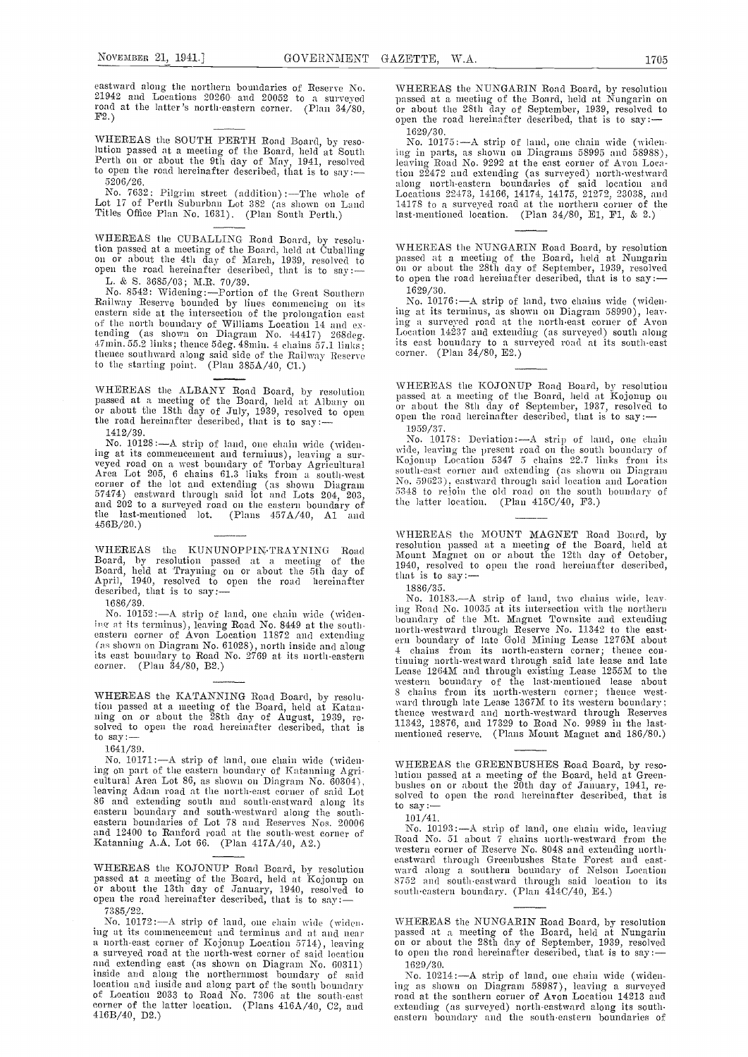eastward along the northern boundaries of Reserve No. 21942 and Locations 20260 and 20052 to a surveyed road at the latter's north-eastern corner. (Plan 34/80, F2.)

WHEREAS the SOUTH PERTH Road Board, by resolution passed at a meeting of the Board, held at South Perth on or about the 9th day of May, 1941, resolved to open the road hereinafter described, that is to say:—

5206/26.

No. 7632: Pilgrim street (addition):—The whole of Lot 17 of Perth Suburban Lot 382 (as shown on Land Titles Office Plan No. 1631). (Plan South Perth.)

WHEREAS the CUBALLING Road Board, by resolution passed at a meeting of the Board, held at Cuballing on or about the 4th day of March, 1939, resolved to open the road hereinafter described, that is to say:—

L. & S. 3685/03; M.R. 70/39.

No. 8542: Widening:—Portion of the Great Southern Railway Reserve bounded by lines commencing on its eastern side at the intersection of the prolongation east of the north boundary of Williams Location 14 and extending (as shown on Diagram No. 44417) 268deg. 47min. 55.2 links; thence 5deg. 48min. 4 chains 57.1 links; thence southward along said side of the Railway Reserve to the starting point. (Plan 385A/40, C1.)

WHEREAS the ALBANY Road Board, by resolution passed at a meeting of the Board, held at Albany on or about the 18th day of July, 1939, resolved to open the road hereinafter described, that is to say:—

1412/39.

No. 10128:—A strip of land, one chain wide (widening at its commencement and terminus), leaving a surveyed road on a west boundary of Torbay Agricultural Area Lot 205, 6 chains 61.3 links from a south-west corner of the lot and extending (as shown Diagram 57474) eastward through said lot and Lots 204, 203, and 202 to a surveyed road on the eastern boundary of the last-mentioned lot. (Plans 457A/40, A1 and 456B/20.)

WHEREAS the KUNUNOPPIN-TRAYNING Road Board, by resolution passed at a meeting of the Board, held at Trayning on or about the 5th day of April, 1940, resolved to open the road hereinafter described, that is to say:—

1686/39.

No. 10152:—A strip of land, one chain wide (widening at its terminus), leaving Road No. 8449 at the south-eastern corner of Avon Location 11872 and extending (as shown on Diagram No. 61028), north inside and along its east boundary to Road No. 2769 at its north-eastern corner. (Plan 34/80, B2.)

WHEREAS the KATANNING Road Board, by resolution passed at a meeting of the Board, held at Katanning on or about the 28th day of August, 1939, resolved to open the road hereinafter described, that is to say:—

1641/39.

No. 10171:—A strip of land, one chain wide (widening on part of the eastern boundary of Katanning Agricultural Area Lot 86, as shown on Diagram No. 60304), leaving Adam road at the north-east corner of said Lot 86 and extending south and south-eastward along its eastern boundary and south-westward along the south-eastern boundaries of Lot 78 and Reserves Nos. 20006 and 12400 to Ranford road at the south-west corner of Katanning A.A. Lot 66. (Plan 417A/40, A2.)

WHEREAS the KOJONUP Road Board, by resolution passed at a meeting of the Board, held at Kojonup on or about the 13th day of January, 1940, resolved to open the road hereinafter described, that is to say:—

7385/22.

No. 10172:—A strip of land, one chain wide (widening at its commencement and terminus and at and near a north-east corner of Kojonup Location 5714), leaving a surveyed road at the north-west corner of said location and extending east (as shown on Diagram No. 60311) inside and along the northernmost boundary of said location and inside and along part of the south boundary of Location 2033 to Road No. 7306 at the south-east corner of the latter location. (Plans 416A/40, C2, and 416B/40, D2.)

WHEREAS the NUNGARIN Road Board, by resolution passed at a meeting of the Board, held at Nungarin on or about the 28th day of September, 1939, resolved to open the road hereinafter described, that is to say:—

1629/30.

No. 10175:—A strip of land, one chain wide (widening in parts, as shown on Diagrams 58995 and 58988), leaving Road No. 9292 at the east corner of Avon Location 22472 and extending (as surveyed) north-westward along north-eastern boundaries of said location and Locations 22473, 14166, 14174, 14175, 21272, 23038, and 14178 to a surveyed road at the northern corner of the last-mentioned location. (Plan 34/80, E1, F1, & 2.)

WHEREAS the NUNGARIN Road Board, by resolution passed at a meeting of the Board, held at Nungarin on or about the 28th day of September, 1939, resolved to open the road hereinafter described, that is to say:—

1629/30.

No. 10176:—A strip of land, two chains wide (widening at its terminus, as shown on Diagram 58990), leaving a surveyed road at the north-east corner of Avon Location 14237 and extending (as surveyed) south along its east boundary to a surveyed road at its south-east corner. (Plan 34/80, E2.)

WHEREAS the KOJONUP Road Board, by resolution passed at a meeting of the Board, held at Kojonup on or about the 8th day of September, 1937, resolved to open the road hereinafter described, that is to say:—

1959/37.

No. 10178: Deviation:—A strip of land, one chain wide, leaving the present road on the south boundary of Kojonup Location 5347 5 chains 22.7 links from its south-east corner and extending (as shown on Diagram No. 59623), eastward through said location and Location 5348 to rejoin the old road on the south boundary of the latter location. (Plan 415C/40, F3.)

WHEREAS the MOUNT MAGNET Road Board, by resolution passed at a meeting of the Board, held at Mount Magnet on or about the 12th day of October, 1940, resolved to open the road hereinafter described, that is to say:—

1886/35.

No. 10183.—A strip of land, two chains wide, leaving Road No. 10035 at its intersection with the northern boundary of the Mt. Magnet Townsite and extending north-westward through Reserve No. 11342 to the eastern boundary of late Gold Mining Lease 1276M about 4 chains from its north-eastern corner; thence continuing north-westward through said late lease and late Lease 1264M and through existing Lease 1255M to the western boundary of the last-mentioned lease about 8 chains from its north-western corner; thence westward through late Lease 1367M to its western boundary; thence westward and north-westward through Reserves 11342, 12876, and 17329 to Road No. 9989 in the last-mentioned reserve. (Plans Mount Magnet and 186/80.)

WHEREAS the GREENBUSHES Road Board, by resolution passed at a meeting of the Board, held at Greenbushes on or about the 20th day of January, 1941, resolved to open the road hereinafter described, that is to say:—

101/41.

No. 10193:—A strip of land, one chain wide, leaving Road No. 51 about 7 chains north-westward from the western corner of Reserve No. 8048 and extending north-eastward through Greenbushes State Forest and eastward along a southern boundary of Nelson Location 8752 and south-eastward through said location to its south-eastern boundary. (Plan 414C/40, E4.)

WHEREAS the NUNGARIN Road Board, by resolution passed at a meeting of the Board, held at Nungarin on or about the 28th day of September, 1939, resolved to open the road hereinafter described, that is to say:—

1629/30.

No. 10214:—A strip of land, one chain wide (widening as shown on Diagram 58987), leaving a surveyed road at the southern corner of Avon Location 14213 and extending (as surveyed) north-eastward along its south-eastern boundary and the south-eastern boundaries of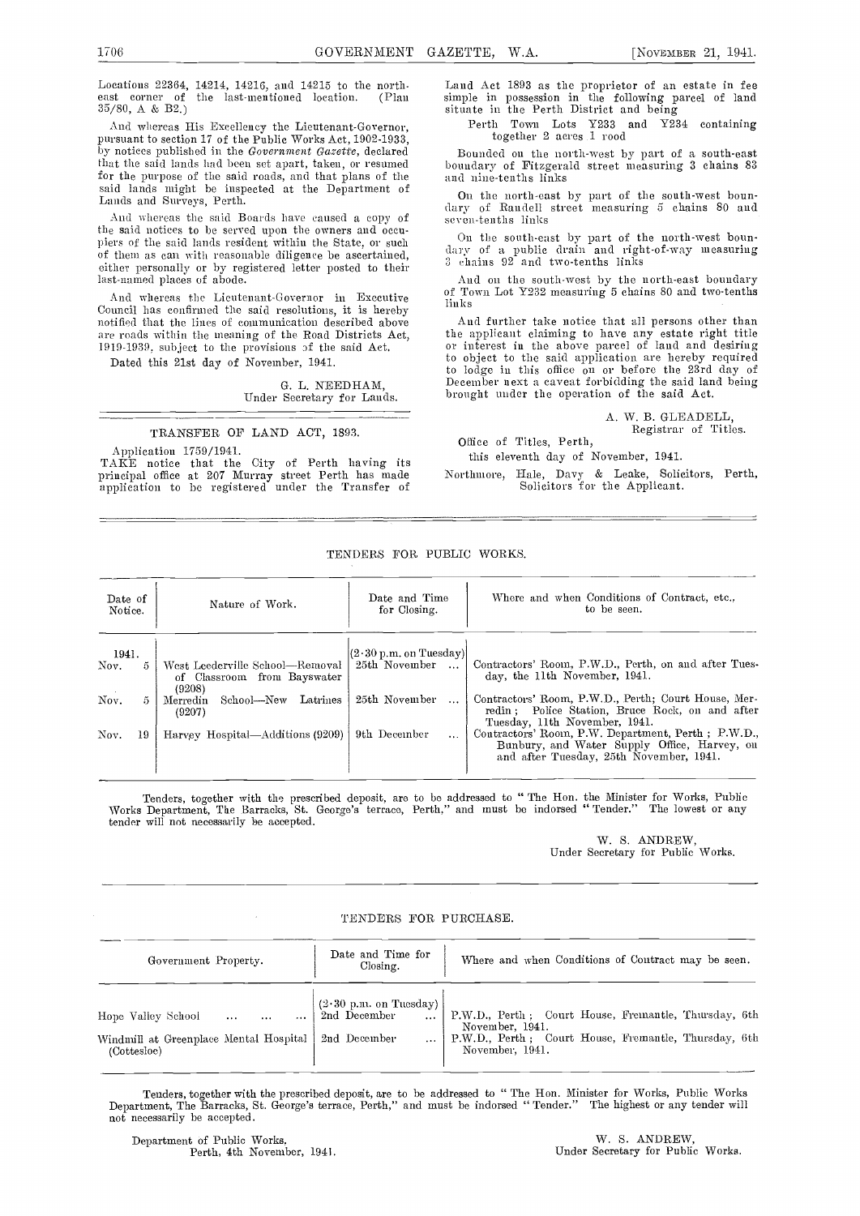Locations 22364, 14214, 14216, and 14215 to the north-east corner of the last-mentioned location. (Plan 35/80, A & B2.)

And whereas His Excellency the Lieutenant-Governor, pursuant to section 17 of the Public Works Act, 1902-1933, by notices published in the *Government Gazette*, declared that the said lands had been set apart, taken, or resumed for the purpose of the said roads, and that plans of the said lands might be inspected at the Department of Lands and Surveys, Perth.

And whereas the said Boards have caused a copy of the said notices to be served upon the owners and occupiers of the said lands resident within the State, or such of them as can with reasonable diligence be ascertained, either personally or by registered letter posted to their last-named places of abode.

And whereas the Lieutenant-Governor in Executive Council has confirmed the said resolutions, it is hereby notified that the lines of communication described above are roads within the meaning of the Road Districts Act, 1919-1939, subject to the provisions of the said Act.

Dated this 21st day of November, 1941.

G. L. NEEDHAM,
Under Secretary for Lands.

---

## TRANSFER OF LAND ACT, 1893.

Application 1759/1941.

TAKE notice that the City of Perth having its principal office at 207 Murray street Perth has made application to be registered under the Transfer of Land Act 1893 as the proprietor of an estate in fee simple in possession in the following parcel of land situate in the Perth District and being

Perth Town Lots Y233 and Y234 containing together 2 acres 1 rood

Bounded on the north-west by part of a south-east boundary of Fitzgerald street measuring 3 chains 83 and nine-tenths links

On the north-east by part of the south-west boundary of Randell street measuring 5 chains 80 and seven-tenths links

On the south-east by part of the north-west boundary of a public drain and right-of-way measuring 3 chains 92 and two-tenths links

And on the south-west by the north-east boundary of Town Lot Y232 measuring 5 chains 80 and two-tenths links

And further take notice that all persons other than the applicant claiming to have any estate right title or interest in the above parcel of land and desiring to object to the said application are hereby required to lodge in this office on or before the 23rd day of December next a caveat forbidding the said land being brought under the operation of the said Act.

A. W. B. GLEADELL,
Registrar of Titles.

Office of Titles, Perth,
this eleventh day of November, 1941.

Northmore, Hale, Davy & Leake, Solicitors, Perth, Solicitors for the Applicant.

---

## TENDERS FOR PUBLIC WORKS.

| Date of Notice. | Nature of Work. | Date and Time for Closing. | Where and when Conditions of Contract, etc., to be seen. |
|---|---|---|---|
| 1941. | | (2·30 p.m. on Tuesday) | |
| Nov. 5 | West Leederville School—Removal of Classroom from Bayswater (9208) | 25th November ... | Contractors' Room, P.W.D., Perth, on and after Tuesday, the 11th November, 1941. |
| Nov. 5 | Merredin School—New Latrines (9207) | 25th November ... | Contractors' Room, P.W.D., Perth; Court House, Merredin; Police Station, Bruce Rock, on and after Tuesday, 11th November, 1941. |
| Nov. 19 | Harvey Hospital—Additions (9209) | 9th December ... | Contractors' Room, P.W. Department, Perth; P.W.D., Bunbury, and Water Supply Office, Harvey, on and after Tuesday, 25th November, 1941. |

Tenders, together with the prescribed deposit, are to be addressed to "The Hon. the Minister for Works, Public Works Department, The Barracks, St. George's terrace, Perth," and must be indorsed "Tender." The lowest or any tender will not necessarily be accepted.

W. S. ANDREW,
Under Secretary for Public Works.

---

## TENDERS FOR PURCHASE.

| Government Property. | Date and Time for Closing. | Where and when Conditions of Contract may be seen. |
|---|---|---|
| | (2·30 p.m. on Tuesday) | |
| Hope Valley School ... ... ... | 2nd December ... | P.W.D., Perth; Court House, Fremantle, Thursday, 6th November, 1941. |
| Windmill at Greenplace Mental Hospital (Cottesloe) | 2nd December ... | P.W.D., Perth; Court House, Fremantle, Thursday, 6th November, 1941. |

Tenders, together with the prescribed deposit, are to be addressed to "The Hon. Minister for Works, Public Works Department, The Barracks, St. George's terrace, Perth," and must be indorsed "Tender." The highest or any tender will not necessarily be accepted.

Department of Public Works,
Perth, 4th November, 1941.

W. S. ANDREW,
Under Secretary for Public Works.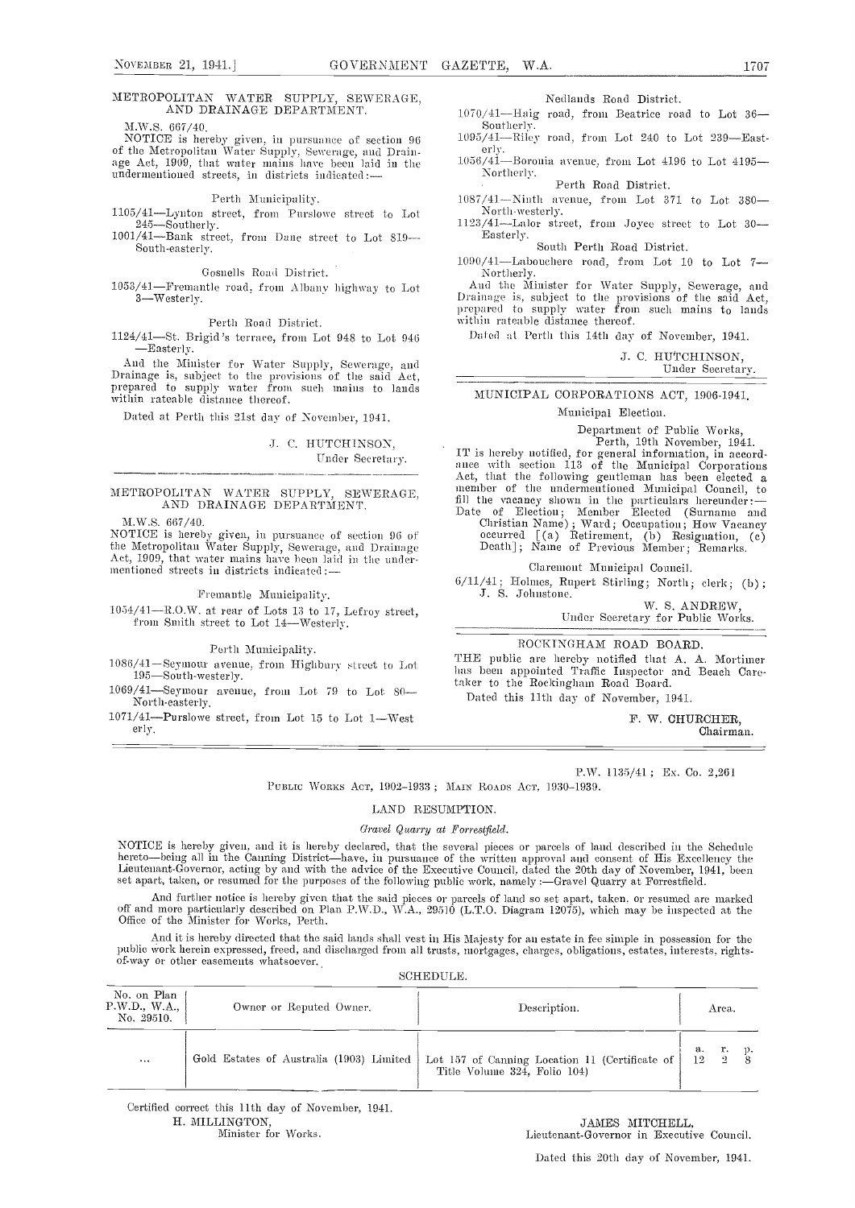## METROPOLITAN WATER SUPPLY, SEWERAGE, AND DRAINAGE DEPARTMENT.

M.W.S. 667/40.

NOTICE is hereby given, in pursuance of section 96 of the Metropolitan Water Supply, Sewerage, and Drainage Act, 1909, that water mains have been laid in the undermentioned streets, in districts indicated:—

Perth Municipality.

1105/41—Lynton street, from Purslowe street to Lot 245—Southerly.

1001/41—Bank street, from Dane street to Lot 819—South-easterly.

Gosnells Road District.

1053/41—Fremantle road, from Albany highway to Lot 3—Westerly.

Perth Road District.

1124/41—St. Brigid's terrace, from Lot 948 to Lot 946—Easterly.

And the Minister for Water Supply, Sewerage, and Drainage is, subject to the provisions of the said Act, prepared to supply water from such mains to lands within rateable distance thereof.

Dated at Perth this 21st day of November, 1941.

J. C. HUTCHINSON,
Under Secretary.

---

## METROPOLITAN WATER SUPPLY, SEWERAGE, AND DRAINAGE DEPARTMENT.

M.W.S. 667/40.

NOTICE is hereby given, in pursuance of section 96 of the Metropolitan Water Supply, Sewerage, and Drainage Act, 1909, that water mains have been laid in the undermentioned streets in districts indicated:—

Fremantle Municipality.

1054/41—R.O.W. at rear of Lots 13 to 17, Lefroy street, from Smith street to Lot 14—Westerly.

Perth Municipality.

1086/41—Seymour avenue, from Highbury street to Lot 195—South-westerly.

1069/41—Seymour avenue, from Lot 79 to Lot 80—North-easterly.

1071/41—Purslowe street, from Lot 15 to Lot 1—Westerly.

Nedlands Road District.

1070/41—Haig road, from Beatrice road to Lot 36—Southerly.

1095/41—Riley road, from Lot 240 to Lot 239—Easterly.

1056/41—Boronia avenue, from Lot 4196 to Lot 4195—Northerly.

Perth Road District.

1087/41—Ninth avenue, from Lot 371 to Lot 380—North-westerly.

1123/41—Lalor street, from Joyce street to Lot 30—Easterly.

South Perth Road District.

1090/41—Labouchere road, from Lot 10 to Lot 7—Northerly.

And the Minister for Water Supply, Sewerage, and Drainage is, subject to the provisions of the said Act, prepared to supply water from such mains to lands within rateable distance thereof.

Dated at Perth this 14th day of November, 1941.

J. C. HUTCHINSON,
Under Secretary.

---

## MUNICIPAL CORPORATIONS ACT, 1906-1941.

Municipal Election.

Department of Public Works,
Perth, 19th November, 1941.

IT is hereby notified, for general information, in accordance with section 113 of the Municipal Corporations Act, that the following gentleman has been elected a member of the undermentioned Municipal Council, to fill the vacancy shown in the particulars hereunder:—

Date of Election; Member Elected (Surname and Christian Name); Ward; Occupation; How Vacancy occurred [(a) Retirement, (b) Resignation, (c) Death]; Name of Previous Member; Remarks.

Claremont Municipal Council.

6/11/41; Holmes, Rupert Stirling; North; clerk; (b); J. S. Johnstone.

W. S. ANDREW,
Under Secretary for Public Works.

---

## ROCKINGHAM ROAD BOARD.

THE public are hereby notified that A. A. Mortimer has been appointed Traffic Inspector and Beach Caretaker to the Rockingham Road Board.

Dated this 11th day of November, 1941.

F. W. CHURCHER,
Chairman.

---

P.W. 1135/41; Ex. Co. 2,261

PUBLIC WORKS ACT, 1902-1933; MAIN ROADS ACT, 1930-1939.

## LAND RESUMPTION.

*Gravel Quarry at Forrestfield.*

NOTICE is hereby given, and it is hereby declared, that the several pieces or parcels of land described in the Schedule hereto—being all in the Canning District—have, in pursuance of the written approval and consent of His Excellency the Lieutenant-Governor, acting by and with the advice of the Executive Council, dated the 20th day of November, 1941, been set apart, taken, or resumed for the purposes of the following public work, namely:—Gravel Quarry at Forrestfield.

And further notice is hereby given that the said pieces or parcels of land so set apart, taken, or resumed are marked off and more particularly described on Plan P.W.D., W.A., 29510 (L.T.O. Diagram 12075), which may be inspected at the Office of the Minister for Works, Perth.

And it is hereby directed that the said lands shall vest in His Majesty for an estate in fee simple in possession for the public work herein expressed, freed, and discharged from all trusts, mortgages, charges, obligations, estates, interests, rights-of-way or other easements whatsoever.

SCHEDULE.

| No. on Plan P.W.D., W.A., No. 29510. | Owner or Reputed Owner. | Description. | Area. |
|---|---|---|---|
| ... | Gold Estates of Australia (1903) Limited | Lot 157 of Canning Location 11 (Certificate of Title Volume 324, Folio 104) | a. r. p. 12 2 8 |

Certified correct this 11th day of November, 1941.

H. MILLINGTON,
Minister for Works.

JAMES MITCHELL,
Lieutenant-Governor in Executive Council.

Dated this 20th day of November, 1941.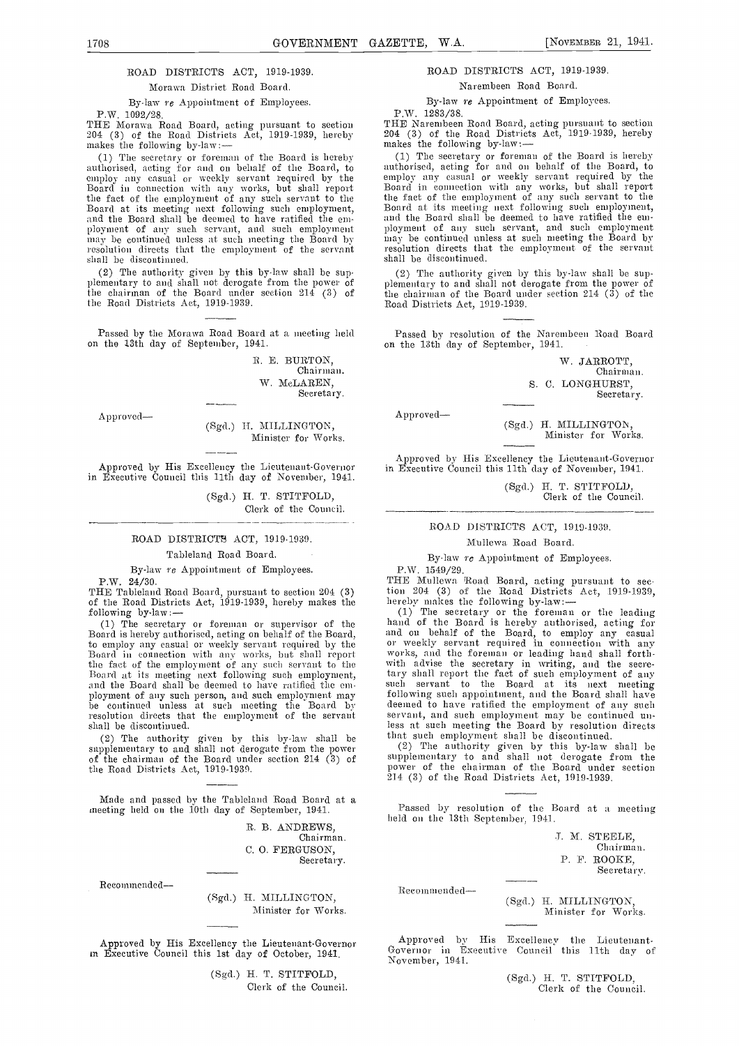## ROAD DISTRICTS ACT, 1919-1939.

Morawa District Road Board.

By-law *re* Appointment of Employees.

P.W. 1092/28.

THE Morawa Road Board, acting pursuant to section 204 (3) of the Road Districts Act, 1919-1939, hereby makes the following by-law:—

(1) The secretary or foreman of the Board is hereby authorised, acting for and on behalf of the Board, to employ any casual or weekly servant required by the Board in connection with any works, but shall report the fact of the employment of any such servant to the Board at its meeting next following such employment, and the Board shall be deemed to have ratified the employment of any such servant, and such employment may be continued unless at such meeting the Board by resolution directs that the employment of the servant shall be discontinued.

(2) The authority given by this by-law shall be supplementary to and shall not derogate from the power of the chairman of the Board under section 214 (3) of the Road Districts Act, 1919-1939.

Passed by the Morawa Road Board at a meeting held on the 13th day of September, 1941.

R. E. BURTON,
Chairman.
W. McLAREN,
Secretary.

Approved—

(Sgd.) H. MILLINGTON,
Minister for Works.

Approved by His Excellency the Lieutenant-Governor in Executive Council this 11th day of November, 1941.

(Sgd.) H. T. STITFOLD,
Clerk of the Council.

## ROAD DISTRICTS ACT, 1919-1939.

Tableland Road Board.

By-law *re* Appointment of Employees.

P.W. 24/30.

THE Tableland Road Board, pursuant to section 204 (3) of the Road Districts Act, 1919-1939, hereby makes the following by-law:—

(1) The secretary or foreman or supervisor of the Board is hereby authorised, acting on behalf of the Board, to employ any casual or weekly servant required by the Board in connection with any works, but shall report the fact of the employment of any such servant to the Board at its meeting next following such employment, and the Board shall be deemed to have ratified the employment of any such person, and such employment may be continued unless at such meeting the Board by resolution directs that the employment of the servant shall be discontinued.

(2) The authority given by this by-law shall be supplementary to and shall not derogate from the power of the chairman of the Board under section 214 (3) of the Road Districts Act, 1919-1939.

Made and passed by the Tableland Road Board at a meeting held on the 10th day of September, 1941.

R. B. ANDREWS,
Chairman.
C. O. FERGUSON,
Secretary.

Recommended—

(Sgd.) H. MILLINGTON,
Minister for Works.

Approved by His Excellency the Lieutenant-Governor in Executive Council this 1st day of October, 1941.

(Sgd.) H. T. STITFOLD,
Clerk of the Council.

## ROAD DISTRICTS ACT, 1919-1939.

Narembeen Road Board.

By-law *re* Appointment of Employees.

P.W. 1283/38.

THE Narembeen Road Board, acting pursuant to section 204 (3) of the Road Districts Act, 1919-1939, hereby makes the following by-law:—

(1) The secretary or foreman of the Board is hereby authorised, acting for and on behalf of the Board, to employ any casual or weekly servant required by the Board in connection with any works, but shall report the fact of the employment of any such servant to the Board at its meeting next following such employment, and the Board shall be deemed to have ratified the employment of any such servant, and such employment may be continued unless at such meeting the Board by resolution directs that the employment of the servant shall be discontinued.

(2) The authority given by this by-law shall be supplementary to and shall not derogate from the power of the chairman of the Board under section 214 (3) of the Road Districts Act, 1919-1939.

Passed by resolution of the Narembeen Road Board on the 13th day of September, 1941.

W. JARROTT,
Chairman.
S. C. LONGHURST,
Secretary.

Approved—

(Sgd.) H. MILLINGTON,
Minister for Works.

Approved by His Excellency the Lieutenant-Governor in Executive Council this 11th day of November, 1941.

(Sgd.) H. T. STITFOLD,
Clerk of the Council.

## ROAD DISTRICTS ACT, 1919-1939.

Mullewa Road Board.

By-law *re* Appointment of Employees.

P.W. 1549/29.

THE Mullewa Road Board, acting pursuant to section 204 (3) of the Road Districts Act, 1919-1939, hereby makes the following by-law:—

(1) The secretary or the foreman or the leading hand of the Board is hereby authorised, acting for and on behalf of the Board, to employ any casual or weekly servant required in connection with any works, and the foreman or leading hand shall forthwith advise the secretary in writing, and the secretary shall report the fact of such employment of any such servant to the Board at its next meeting following such appointment, and the Board shall have deemed to have ratified the employment of any such servant, and such employment may be continued unless at such meeting the Board by resolution directs that such employment shall be discontinued.

(2) The authority given by this by-law shall be supplementary to and shall not derogate from the power of the chairman of the Board under section 214 (3) of the Road Districts Act, 1919-1939.

Passed by resolution of the Board at a meeting held on the 13th September, 1941.

J. M. STEELE,
Chairman.
P. F. ROOKE,
Secretary.

Recommended—

(Sgd.) H. MILLINGTON,
Minister for Works.

Approved by His Excellency the Lieutenant-Governor in Executive Council this 11th day of November, 1941.

(Sgd.) H. T. STITFOLD,
Clerk of the Council.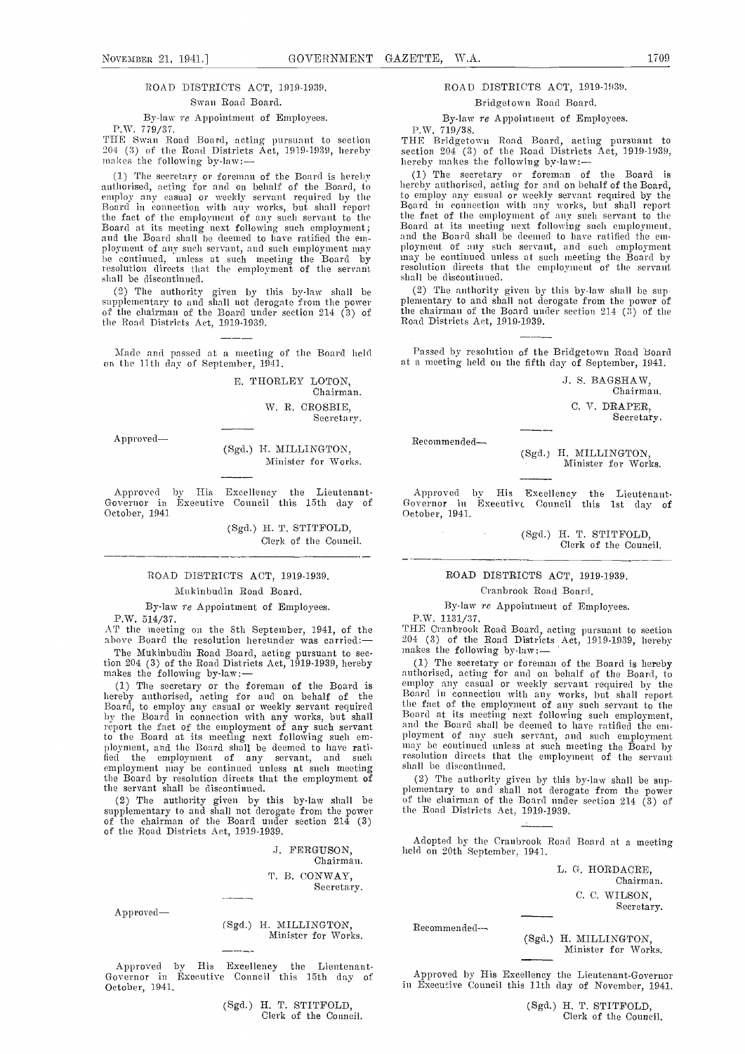## ROAD DISTRICTS ACT, 1919-1939.

### Swan Road Board.

By-law *re* Appointment of Employees.

P.W. 779/37.

THE Swan Road Board, acting pursuant to section 204 (3) of the Road Districts Act, 1919-1939, hereby makes the following by-law:—

(1) The secretary or foreman of the Board is hereby authorised, acting for and on behalf of the Board, to employ any casual or weekly servant required by the Board in connection with any works, but shall report the fact of the employment of any such servant to the Board at its meeting next following such employment; and the Board shall be deemed to have ratified the employment of any such servant, and such employment may be continued, unless at such meeting the Board by resolution directs that the employment of the servant shall be discontinued.

(2) The authority given by this by-law shall be supplementary to and shall not derogate from the power of the chairman of the Board under section 214 (3) of the Road Districts Act, 1919-1939.

Made and passed at a meeting of the Board held on the 11th day of September, 1941.

E. THORLEY LOTON,
Chairman.

W. R. CROSBIE,
Secretary.

Approved—

(Sgd.) H. MILLINGTON,
Minister for Works.

Approved by His Excellency the Lieutenant-Governor in Executive Council this 15th day of October, 1941.

(Sgd.) H. T. STITFOLD,
Clerk of the Council.

## ROAD DISTRICTS ACT, 1919-1939.

### Mukinbudin Road Board.

By-law *re* Appointment of Employees.

P.W. 514/37.

AT the meeting on the 8th September, 1941, of the above Board the resolution hereunder was carried:—

The Mukinbudin Road Board, acting pursuant to section 204 (3) of the Road Districts Act, 1919-1939, hereby makes the following by-law:—

(1) The secretary or the foreman of the Board is hereby authorised, acting for and on behalf of the Board, to employ any casual or weekly servant required by the Board in connection with any works, but shall report the fact of the employment of any such servant to the Board at its meeting next following such employment, and the Board shall be deemed to have ratified the employment of any servant, and such employment may be continued unless at such meeting the Board by resolution directs that the employment of the servant shall be discontinued.

(2) The authority given by this by-law shall be supplementary to and shall not derogate from the power of the chairman of the Board under section 214 (3) of the Road Districts Act, 1919-1939.

J. FERGUSON,
Chairman.

T. B. CONWAY,
Secretary.

Approved—

(Sgd.) H. MILLINGTON,
Minister for Works.

Approved by His Excellency the Lieutenant-Governor in Executive Council this 15th day of October, 1941.

(Sgd.) H. T. STITFOLD,
Clerk of the Council.

## ROAD DISTRICTS ACT, 1919-1939.

### Bridgetown Road Board.

By-law *re* Appointment of Employees.

P.W. 719/38.

THE Bridgetown Road Board, acting pursuant to section 204 (3) of the Road Districts Act, 1919-1939, hereby makes the following by-law:—

(1) The secretary or foreman of the Board is hereby authorised, acting for and on behalf of the Board, to employ any casual or weekly servant required by the Board in connection with any works, but shall report the fact of the employment of any such servant to the Board at its meeting next following such employment, and the Board shall be deemed to have ratified the employment of any such servant, and such employment may be continued unless at such meeting the Board by resolution directs that the employment of the servant shall be discontinued.

(2) The authority given by this by-law shall be supplementary to and shall not derogate from the power of the chairman of the Board under section 214 (3) of the Road Districts Act, 1919-1939.

Passed by resolution of the Bridgetown Road Board at a meeting held on the fifth day of September, 1941.

J. S. BAGSHAW,
Chairman.

C. V. DRAPER,
Secretary.

Recommended—

(Sgd.) H. MILLINGTON,
Minister for Works.

Approved by His Excellency the Lieutenant-Governor in Executive Council this 1st day of October, 1941.

(Sgd.) H. T. STITFOLD,
Clerk of the Council.

## ROAD DISTRICTS ACT, 1919-1939.

### Cranbrook Road Board.

By-law *re* Appointment of Employees.

P.W. 1131/37.

THE Cranbrook Road Board, acting pursuant to section 204 (3) of the Road Districts Act, 1919-1939, hereby makes the following by-law:—

(1) The secretary or foreman of the Board is hereby authorised, acting for and on behalf of the Board, to employ any casual or weekly servant required by the Board in connection with any works, but shall report the fact of the employment of any such servant to the Board at its meeting next following such employment, and the Board shall be deemed to have ratified the employment of any such servant, and such employment may be continued unless at such meeting the Board by resolution directs that the employment of the servant shall be discontinued.

(2) The authority given by this by-law shall be supplementary to and shall not derogate from the power of the chairman of the Board under section 214 (3) of the Road Districts Act, 1919-1939.

Adopted by the Cranbrook Road Board at a meeting held on 20th September, 1941.

L. G. HORDACRE,
Chairman.

C. C. WILSON,
Secretary.

Recommended—

(Sgd.) H. MILLINGTON,
Minister for Works.

Approved by His Excellency the Lieutenant-Governor in Executive Council this 11th day of November, 1941.

(Sgd.) H. T. STITFOLD,
Clerk of the Council.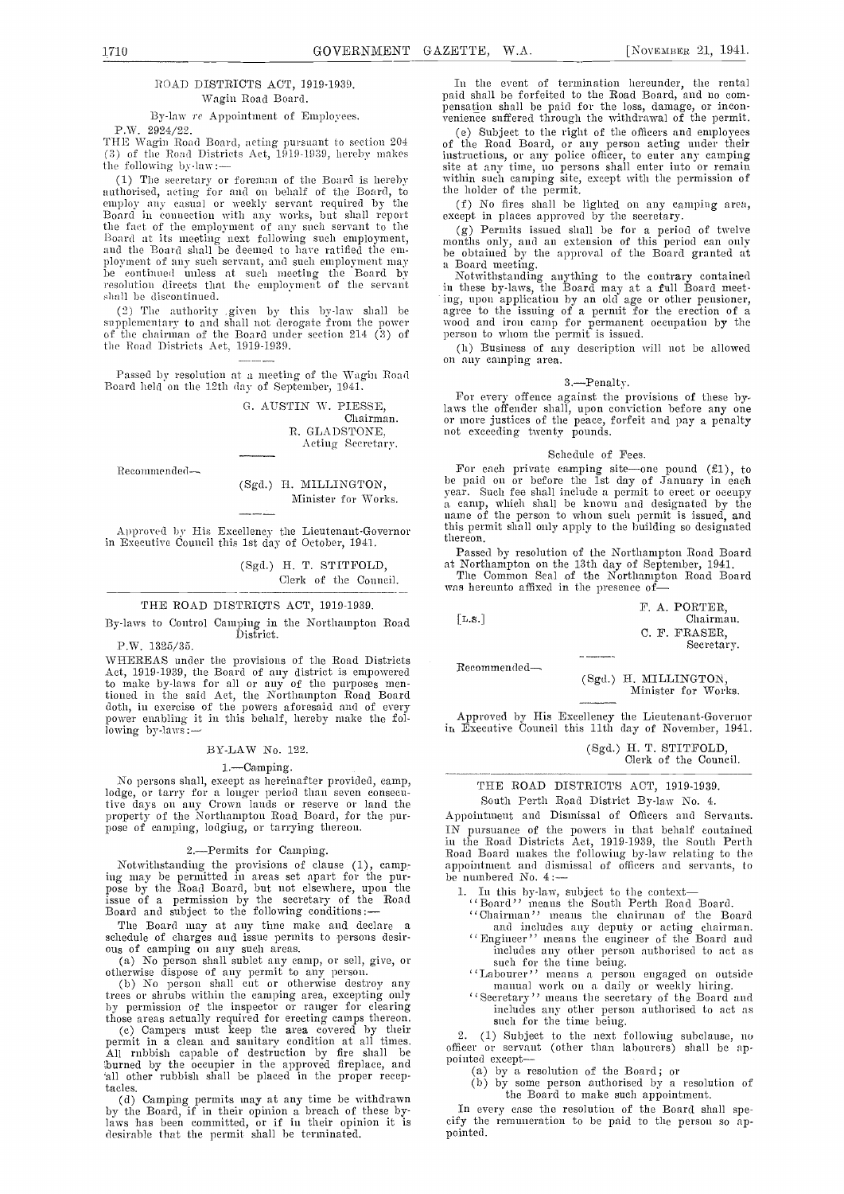## ROAD DISTRICTS ACT, 1919-1939.

Wagin Road Board.

By-law *re* Appointment of Employees.

P.W. 2924/22.

THE Wagin Road Board, acting pursuant to section 204 (3) of the Road Districts Act, 1919-1939, hereby makes the following by-law:—

(1) The secretary or foreman of the Board is hereby authorised, acting for and on behalf of the Board, to employ any casual or weekly servant required by the Board in connection with any works, but shall report the fact of the employment of any such servant to the Board at its meeting next following such employment, and the Board shall be deemed to have ratified the employment of any such servant, and such employment may be continued unless at such meeting the Board by resolution directs that the employment of the servant shall be discontinued.

(2) The authority given by this by-law shall be supplementary to and shall not derogate from the power of the chairman of the Board under section 214 (3) of the Road Districts Act, 1919-1939.

Passed by resolution at a meeting of the Wagin Road Board held on the 12th day of September, 1941.

G. AUSTIN W. PIESSE,
Chairman.

R. GLADSTONE,
Acting Secretary.

Recommended—

(Sgd.) H. MILLINGTON,
Minister for Works.

Approved by His Excellency the Lieutenant-Governor in Executive Council this 1st day of October, 1941.

(Sgd.) H. T. STITFOLD,
Clerk of the Council.

## THE ROAD DISTRICTS ACT, 1919-1939.

By-laws to Control Camping in the Northampton Road District.

P.W. 1325/35.

WHEREAS under the provisions of the Road Districts Act, 1919-1939, the Board of any district is empowered to make by-laws for all or any of the purposes mentioned in the said Act, the Northampton Road Board doth, in exercise of the powers aforesaid and of every power enabling it in this behalf, hereby make the following by-laws:—

### BY-LAW No. 122.

#### 1.—Camping.

No persons shall, except as hereinafter provided, camp, lodge, or tarry for a longer period than seven consecutive days on any Crown lands or reserve or land the property of the Northampton Road Board, for the purpose of camping, lodging, or tarrying thereon.

#### 2.—Permits for Camping.

Notwithstanding the provisions of clause (1), camping may be permitted in areas set apart for the purpose by the Road Board, but not elsewhere, upon the issue of a permission by the secretary of the Road Board and subject to the following conditions:—

The Board may at any time make and declare a schedule of charges and issue permits to persons desirous of camping on any such areas.

(a) No person shall sublet any camp, or sell, give, or otherwise dispose of any permit to any person.

(b) No person shall cut or otherwise destroy any trees or shrubs within the camping area, excepting only by permission of the inspector or ranger for clearing those areas actually required for erecting camps thereon.

(c) Campers must keep the area covered by their permit in a clean and sanitary condition at all times. All rubbish capable of destruction by fire shall be burned by the occupier in the approved fireplace, and all other rubbish shall be placed in the proper receptacles.

(d) Camping permits may at any time be withdrawn by the Board, if in their opinion a breach of these by-laws has been committed, or if in their opinion it is desirable that the permit shall be terminated.

In the event of termination hereunder, the rental paid shall be forfeited to the Road Board, and no compensation shall be paid for the loss, damage, or inconvenience suffered through the withdrawal of the permit.

(e) Subject to the right of the officers and employees of the Road Board, or any person acting under their instructions, or any police officer, to enter any camping site at any time, no persons shall enter into or remain within such camping site, except with the permission of the holder of the permit.

(f) No fires shall be lighted on any camping area, except in places approved by the secretary.

(g) Permits issued shall be for a period of twelve months only, and an extension of this period can only be obtained by the approval of the Board granted at a Board meeting.

Notwithstanding anything to the contrary contained in these by-laws, the Board may at a full Board meeting, upon application by an old age or other pensioner, agree to the issuing of a permit for the erection of a wood and iron camp for permanent occupation by the person to whom the permit is issued.

(h) Business of any description will not be allowed on any camping area.

#### 3.—Penalty.

For every offence against the provisions of these by-laws the offender shall, upon conviction before any one or more justices of the peace, forfeit and pay a penalty not exceeding twenty pounds.

#### Schedule of Fees.

For each private camping site—one pound (£1), to be paid on or before the 1st day of January in each year. Such fee shall include a permit to erect or occupy a camp, which shall be known and designated by the name of the person to whom such permit is issued, and this permit shall only apply to the building so designated thereon.

Passed by resolution of the Northampton Road Board at Northampton on the 13th day of September, 1941.

The Common Seal of the Northampton Road Board was hereunto affixed in the presence of—

[L.S.]

F. A. PORTER,
Chairman.

C. F. FRASER,
Secretary.

Recommended—

(Sgd.) H. MILLINGTON,
Minister for Works.

Approved by His Excellency the Lieutenant-Governor in Executive Council this 11th day of November, 1941.

(Sgd.) H. T. STITFOLD,
Clerk of the Council.

## THE ROAD DISTRICTS ACT, 1919-1939.

South Perth Road District By-law No. 4.

Appointment and Dismissal of Officers and Servants.

IN pursuance of the powers in that behalf contained in the Road Districts Act, 1919-1939, the South Perth Road Board makes the following by-law relating to the appointment and dismissal of officers and servants, to be numbered No. 4:—

1. In this by-law, subject to the context—
   "Board" means the South Perth Road Board.
   "Chairman" means the chairman of the Board and includes any deputy or acting chairman.
   "Engineer" means the engineer of the Board and includes any other person authorised to act as such for the time being.
   "Labourer" means a person engaged on outside manual work on a daily or weekly hiring.
   "Secretary" means the secretary of the Board and includes any other person authorised to act as such for the time being.

2. (1) Subject to the next following subclause, no officer or servant (other than labourers) shall be appointed except—
   (a) by a resolution of the Board; or
   (b) by some person authorised by a resolution of the Board to make such appointment.

In every case the resolution of the Board shall specify the remuneration to be paid to the person so appointed.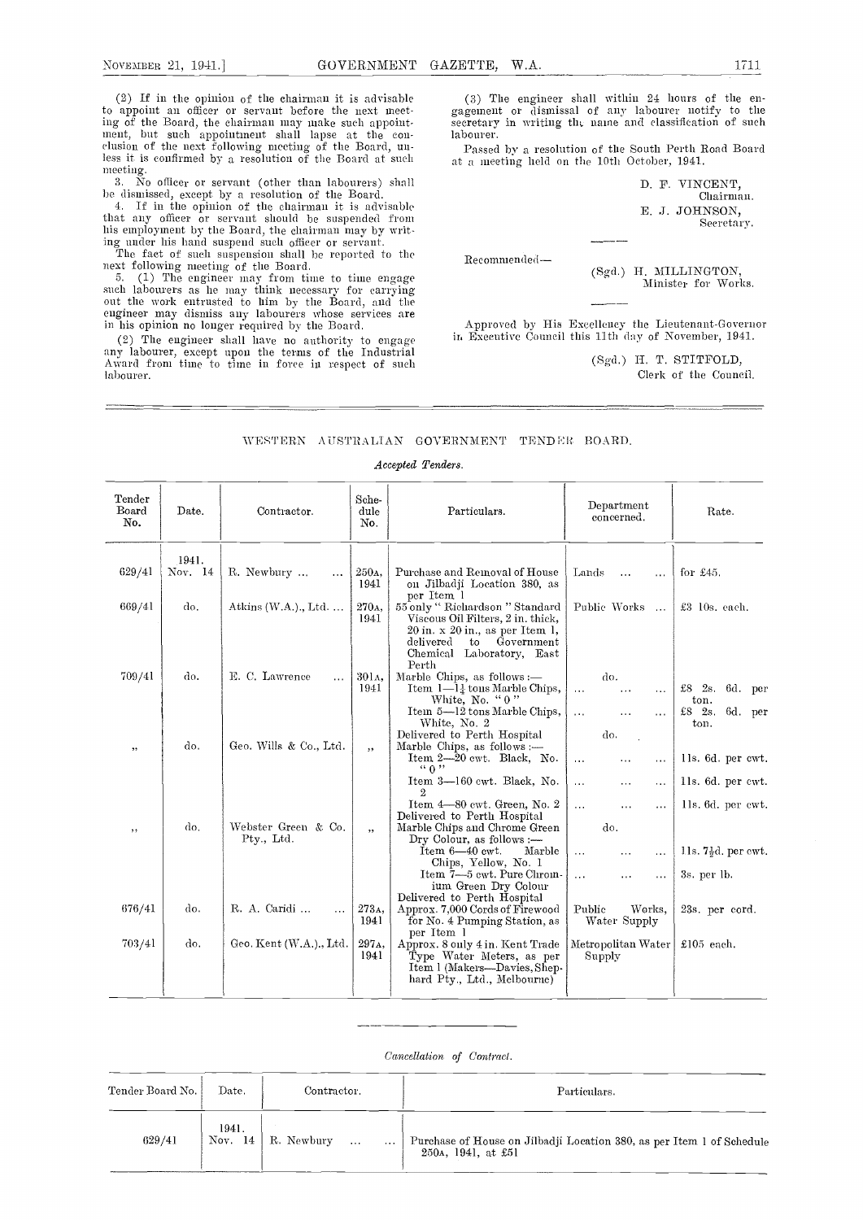(2) If in the opinion of the chairman it is advisable to appoint an officer or servant before the next meeting of the Board, the chairman may make such appointment, but such appointment shall lapse at the conclusion of the next following meeting of the Board, unless it is confirmed by a resolution of the Board at such meeting.

3. No officer or servant (other than labourers) shall be dismissed, except by a resolution of the Board.

4. If in the opinion of the chairman it is advisable that any officer or servant should be suspended from his employment by the Board, the chairman may by writing under his hand suspend such officer or servant.

The fact of such suspension shall be reported to the next following meeting of the Board.

5. (1) The engineer may from time to time engage such labourers as he may think necessary for carrying out the work entrusted to him by the Board, and the engineer may dismiss any labourers whose services are in his opinion no longer required by the Board.

(2) The engineer shall have no authority to engage any labourer, except upon the terms of the Industrial Award from time to time in force in respect of such labourer.

(3) The engineer shall within 24 hours of the engagement or dismissal of any labourer notify to the secretary in writing the name and classification of such labourer.

Passed by a resolution of the South Perth Road Board at a meeting held on the 10th October, 1941.

D. F. VINCENT,
Chairman.

E. J. JOHNSON,
Secretary.

Recommended—

(Sgd.) H. MILLINGTON,
Minister for Works.

Approved by His Excellency the Lieutenant-Governor in Executive Council this 11th day of November, 1941.

(Sgd.) H. T. STITFOLD,
Clerk of the Council.

## WESTERN AUSTRALIAN GOVERNMENT TENDER BOARD.

*Accepted Tenders.*

| Tender Board No. | Date. | Contractor. | Schedule No. | Particulars. | Department concerned. | Rate. |
|---|---|---|---|---|---|---|
| | 1941. | | | | | |
| 629/41 | Nov. 14 | R. Newbury ... ... | 250A, 1941 | Purchase and Removal of House on Jilbadji Location 380, as per Item 1 | Lands ... ... | for £45. |
| 669/41 | do. | Atkins (W.A.), Ltd. ... | 270A, 1941 | 55 only "Richardson" Standard Viscous Oil Filters, 2 in. thick, 20 in. x 20 in., as per Item 1, delivered to Government Chemical Laboratory, East Perth | Public Works ... | £3 10s. each. |
| 709/41 | do. | E. C. Lawrence ... | 301A, 1941 | Marble Chips, as follows:— | do. | |
| | | | | Item 1—1½ tons Marble Chips, White, No. "0" | ... ... ... | £8 2s. 6d. per ton. |
| | | | | Item 5—12 tons Marble Chips, White, No. 2 | ... ... ... | £8 2s. 6d. per ton. |
| | | | | Delivered to Perth Hospital | do. | |
| ,, | do. | Geo. Wills & Co., Ltd. | ,, | Marble Chips, as follows:— | | |
| | | | | Item 2—20 cwt. Black, No. "0" | ... ... ... | 11s. 6d. per cwt. |
| | | | | Item 3—160 cwt. Black, No. 2 | ... ... ... | 11s. 6d. per cwt. |
| | | | | Item 4—80 cwt. Green, No. 2 | ... ... ... | 11s. 6d. per cwt. |
| | | | | Delivered to Perth Hospital | | |
| ,, | do. | Webster Green & Co. Pty., Ltd. | ,, | Marble Chips and Chrome Green Dry Colour, as follows:— | do. | |
| | | | | Item 6—40 cwt. Marble Chips, Yellow, No. 1 | ... ... ... | 11s. 7½d. per cwt. |
| | | | | Item 7—5 cwt. Pure Chromium Green Dry Colour | ... ... ... | 3s. per lb. |
| | | | | Delivered to Perth Hospital | | |
| 676/41 | do. | R. A. Caridi ... ... | 273A, 1941 | Approx. 7,000 Cords of Firewood for No. 4 Pumping Station, as per Item 1 | Public Works, Water Supply | 23s. per cord. |
| 703/41 | do. | Geo. Kent (W.A.), Ltd. | 297A, 1941 | Approx. 8 only 4 in. Kent Trade Type Water Meters, as per Item 1 (Makers—Davies, Shephard Pty., Ltd., Melbourne) | Metropolitan Water Supply | £105 each. |

*Cancellation of Contract.*

| Tender Board No. | Date. | Contractor. | Particulars. |
|---|---|---|---|
| | 1941. | | |
| 629/41 | Nov. 14 | R. Newbury ... ... | Purchase of House on Jilbadji Location 380, as per Item 1 of Schedule 250A, 1941, at £51 |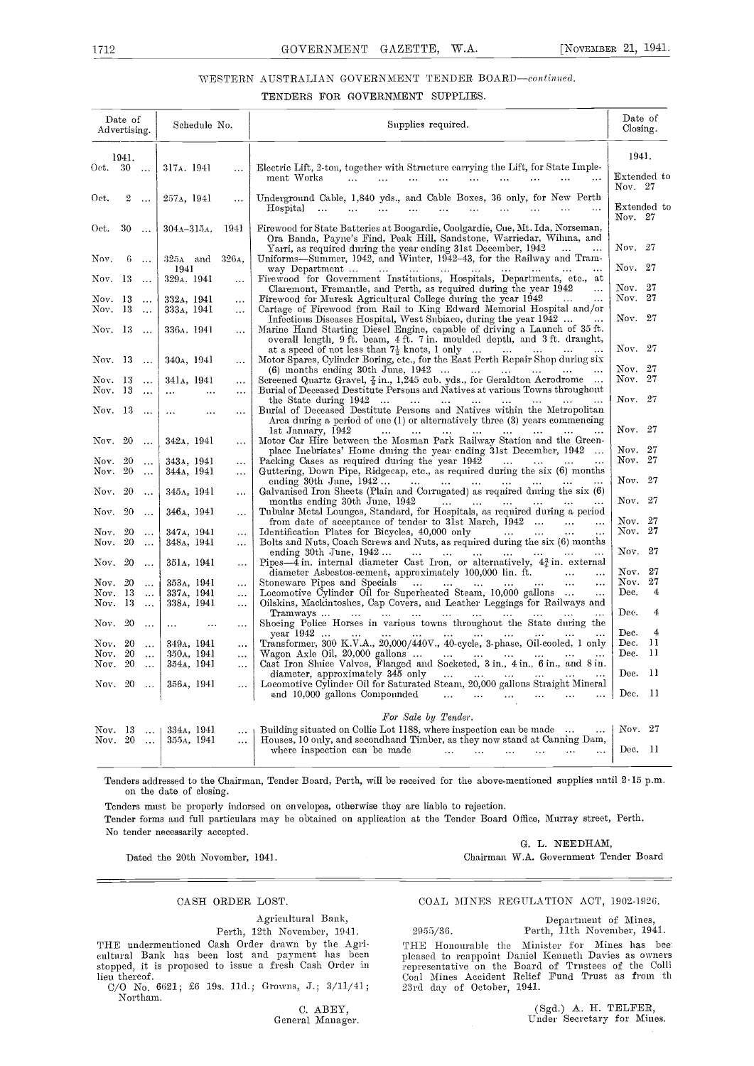## WESTERN AUSTRALIAN GOVERNMENT TENDER BOARD—*continued.*

### TENDERS FOR GOVERNMENT SUPPLIES.

| Date of Advertising. | Schedule No. | Supplies required. | Date of Closing. |
|---|---|---|---|
| 1941. | | | 1941. |
| Oct. 30 | 317A, 1941 | Electric Lift, 2-ton, together with Structure carrying the Lift, for State Implement Works | Extended to Nov. 27 |
| Oct. 2 | 257A, 1941 | Underground Cable, 1,840 yds., and Cable Boxes, 36 only, for New Perth Hospital | Extended to Nov. 27 |
| Oct. 30 | 304A–315A, 1941 | Firewood for State Batteries at Boogardie, Coolgardie, Cue, Mt. Ida, Norseman, Ora Banda, Payne's Find, Peak Hill, Sandstone, Warriedar, Wiluna, and Yarri, as required during the year ending 31st December, 1942 | Nov. 27 |
| Nov. 6 | 325A and 326A, 1941 | Uniforms—Summer, 1942, and Winter, 1942–43, for the Railway and Tramway Department | Nov. 27 |
| Nov. 13 | 329A, 1941 | Firewood for Government Institutions, Hospitals, Departments, etc., at Claremont, Fremantle, and Perth, as required during the year 1942 | Nov. 27 |
| Nov. 13 | 332A, 1941 | Firewood for Muresk Agricultural College during the year 1942 | Nov. 27 |
| Nov. 13 | 333A, 1941 | Cartage of Firewood from Rail to King Edward Memorial Hospital and/or Infectious Diseases Hospital, West Subiaco, during the year 1942 | Nov. 27 |
| Nov. 13 | 336A, 1941 | Marine Hand Starting Diesel Engine, capable of driving a Launch of 35 ft. overall length, 9 ft. beam, 4 ft. 7 in. moulded depth, and 3 ft. draught, at a speed of not less than 7½ knots, 1 only | Nov. 27 |
| Nov. 13 | 340A, 1941 | Motor Spares, Cylinder Boring, etc., for the East Perth Repair Shop during six (6) months ending 30th June, 1942 | Nov. 27 |
| Nov. 13 | 341A, 1941 | Screened Quartz Gravel, ¾ in., 1,245 cub. yds., for Geraldton Aerodrome | Nov. 27 |
| Nov. 13 | ... | Burial of Deceased Destitute Persons and Natives at various Towns throughout the State during 1942 | Nov. 27 |
| Nov. 13 | ... | Burial of Deceased Destitute Persons and Natives within the Metropolitan Area during a period of one (1) or alternatively three (3) years commencing 1st January, 1942 | Nov. 27 |
| Nov. 20 | 342A, 1941 | Motor Car Hire between the Mosman Park Railway Station and the Greenplace Inebriates' Home during the year ending 31st December, 1942 | Nov. 27 |
| Nov. 20 | 343A, 1941 | Packing Cases as required during the year 1942 | Nov. 27 |
| Nov. 20 | 344A, 1941 | Guttering, Down Pipe, Ridgecap, etc., as required during the six (6) months ending 30th June, 1942 | Nov. 27 |
| Nov. 20 | 345A, 1941 | Galvanised Iron Sheets (Plain and Corrugated) as required during the six (6) months ending 30th June, 1942 | Nov. 27 |
| Nov. 20 | 346A, 1941 | Tubular Metal Lounges, Standard, for Hospitals, as required during a period from date of acceptance of tender to 31st March, 1942 | Nov. 27 |
| Nov. 20 | 347A, 1941 | Identification Plates for Bicycles, 40,000 only | Nov. 27 |
| Nov. 20 | 348A, 1941 | Bolts and Nuts, Coach Screws and Nuts, as required during the six (6) months ending 30th June, 1942 | Nov. 27 |
| Nov. 20 | 351A, 1941 | Pipes—4 in. internal diameter Cast Iron, or alternatively, 4¾ in. external diameter Asbestos-cement, approximately 100,000 lin. ft. | Nov. 27 |
| Nov. 20 | 353A, 1941 | Stoneware Pipes and Specials | Nov. 27 |
| Nov. 13 | 337A, 1941 | Locomotive Cylinder Oil for Superheated Steam, 10,000 gallons | Dec. 4 |
| Nov. 13 | 338A, 1941 | Oilskins, Mackintoshes, Cap Covers, and Leather Leggings for Railways and Tramways | Dec. 4 |
| Nov. 20 | ... | Shoeing Police Horses in various towns throughout the State during the year 1942 | Dec. 4 |
| Nov. 20 | 349A, 1941 | Transformer, 300 K.V.A., 20,000/440V., 40-cycle, 3-phase, Oil-cooled, 1 only | Dec. 11 |
| Nov. 20 | 350A, 1941 | Wagon Axle Oil, 20,000 gallons | Dec. 11 |
| Nov. 20 | 354A, 1941 | Cast Iron Sluice Valves, Flanged and Socketed, 3 in., 4 in., 6 in., and 8 in. diameter, approximately 345 only | Dec. 11 |
| Nov. 20 | 356A, 1941 | Locomotive Cylinder Oil for Saturated Steam, 20,000 gallons Straight Mineral and 10,000 gallons Compounded | Dec. 11 |
| | | *For Sale by Tender.* | |
| Nov. 13 | 334A, 1941 | Building situated on Collie Lot 1188, where inspection can be made | Nov. 27 |
| Nov. 20 | 355A, 1941 | Houses, 10 only, and secondhand Timber, as they now stand at Canning Dam, where inspection can be made | Dec. 11 |

Tenders addressed to the Chairman, Tender Board, Perth, will be received for the above-mentioned supplies until 2·15 p.m. on the date of closing.

Tenders must be properly indorsed on envelopes, otherwise they are liable to rejection.

Tender forms and full particulars may be obtained on application at the Tender Board Office, Murray street, Perth.

No tender necessarily accepted.

G. L. NEEDHAM,
Chairman W.A. Government Tender Board

Dated the 20th November, 1941.

---

## CASH ORDER LOST.

Agricultural Bank,
Perth, 12th November, 1941.

THE undermentioned Cash Order drawn by the Agricultural Bank has been lost and payment has been stopped, it is proposed to issue a fresh Cash Order in lieu thereof.

C/O No. 6621; £6 19s. 11d.; Growns, J.; 3/11/41; Northam.

C. ABEY,
General Manager.

---

## COAL MINES REGULATION ACT, 1902-1926.

Department of Mines,
2955/36. Perth, 11th November, 1941.

THE Honourable the Minister for Mines has bee pleased to reappoint Daniel Kenneth Davies as owners representative on the Board of Trustees of the Colli Coal Mines Accident Relief Fund Trust as from th 23rd day of October, 1941.

(Sgd.) A. H. TELFER,
Under Secretary for Mines.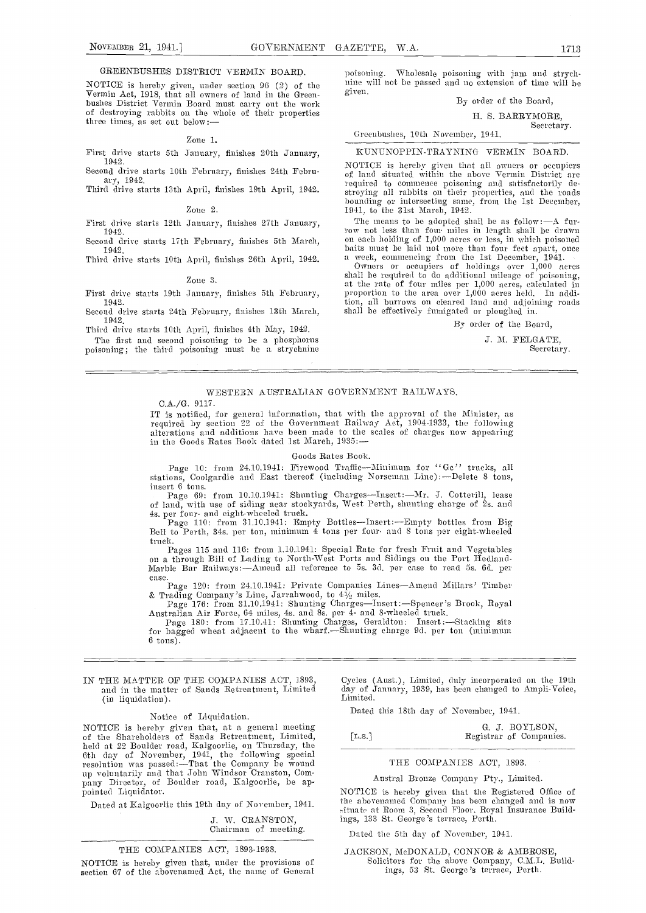## GREENBUSHES DISTRICT VERMIN BOARD.

NOTICE is hereby given, under section 96 (2) of the Vermin Act, 1918, that all owners of land in the Greenbushes District Vermin Board must carry out the work of destroying rabbits on the whole of their properties three times, as set out below:—

Zone 1.

First drive starts 5th January, finishes 20th January, 1942.
Second drive starts 10th February, finishes 24th February, 1942.
Third drive starts 13th April, finishes 19th April, 1942.

Zone 2.

First drive starts 12th January, finishes 27th January, 1942.
Second drive starts 17th February, finishes 5th March, 1942.
Third drive starts 10th April, finishes 26th April, 1942.

Zone 3.

First drive starts 19th January, finishes 5th February, 1942.
Second drive starts 24th February, finishes 13th March, 1942.
Third drive starts 10th April, finishes 4th May, 1942.

The first and second poisoning to be a phosphorus poisoning; the third poisoning must be a strychnine poisoning. Wholesale poisoning with jam and strychnine will not be passed and no extension of time will be given.

By order of the Board,

H. S. BARRYMORE,
Secretary.

Greenbushes, 10th November, 1941.

## KUNUNOPPIN-TRAYNING VERMIN BOARD.

NOTICE is hereby given that all owners or occupiers of land situated within the above Vermin District are required to commence poisoning and satisfactorily destroying all rabbits on their properties, and the roads bounding or intersecting same, from the 1st December, 1941, to the 31st March, 1942.

The means to be adopted shall be as follow:—A furrow not less than four miles in length shall be drawn on each holding of 1,000 acres or less, in which poisoned baits must be laid not more than four feet apart, once a week, commencing from the 1st December, 1941.

Owners or occupiers of holdings over 1,000 acres shall be required to do additional mileage of poisoning, at the rate of four miles per 1,000 acres, calculated in proportion to the area over 1,000 acres held. In addition, all burrows on cleared land and adjoining roads shall be effectively fumigated or ploughed in.

By order of the Board,

J. M. FELGATE,
Secretary.

## WESTERN AUSTRALIAN GOVERNMENT RAILWAYS.

C.A./G. 9117.

IT is notified, for general information, that with the approval of the Minister, as required by section 22 of the Government Railway Act, 1904-1933, the following alterations and additions have been made to the scales of charges now appearing in the Goods Rates Book dated 1st March, 1935:—

Goods Rates Book.

Page 10: from 24.10.1941: Firewood Traffic—Minimum for "Ge" trucks, all stations, Coolgardie and East thereof (including Norseman Line):—Delete 8 tons, insert 6 tons.

Page 69: from 10.10.1941: Shunting Charges—Insert:—Mr. J. Cotterill, lease of land, with use of siding near stockyards, West Perth, shunting charge of 2s. and 4s. per four- and eight-wheeled truck.

Page 110: from 31.10.1941: Empty Bottles—Insert:—Empty bottles from Big Bell to Perth, 34s. per ton, minimum 4 tons per four- and 8 tons per eight-wheeled truck.

Pages 115 and 116: from 1.10.1941: Special Rate for fresh Fruit and Vegetables on a through Bill of Lading to North-West Ports and Sidings on the Port Hedland-Marble Bar Railways:—Amend all reference to 5s. 3d. per case to read 5s. 6d. per case.

Page 120: from 24.10.1941: Private Companies Lines—Amend Millars' Timber & Trading Company's Line, Jarrahwood, to 4½ miles.

Page 176: from 31.10.1941: Shunting Charges—Insert:—Spencer's Brook, Royal Australian Air Force, 64 miles, 4s. and 8s. per 4- and 8-wheeled truck.

Page 180: from 17.10.41: Shunting Charges, Geraldton: Insert:—Stacking site for bagged wheat adjacent to the wharf.—Shunting charge 9d. per ton (minimum 6 tons).

IN THE MATTER OF THE COMPANIES ACT, 1893, and in the matter of Sands Retreatment, Limited (in liquidation).

Notice of Liquidation.

NOTICE is hereby given that, at a general meeting of the Shareholders of Sands Retreatment, Limited, held at 22 Boulder road, Kalgoorlie, on Thursday, the 6th day of November, 1941, the following special resolution was passed:—That the Company be wound up voluntarily and that John Windsor Cranston, Company Director, of Boulder road, Kalgoorlie, be appointed Liquidator.

Dated at Kalgoorlie this 19th day of November, 1941.

J. W. CRANSTON,
Chairman of meeting.

## THE COMPANIES ACT, 1893-1938.

NOTICE is hereby given that, under the provisions of section 67 of the abovenamed Act, the name of General Cycles (Aust.), Limited, duly incorporated on the 19th day of January, 1939, has been changed to Ampli-Voice, Limited.

Dated this 18th day of November, 1941.

[L.S.]

G. J. BOYLSON,
Registrar of Companies.

## THE COMPANIES ACT, 1893.

Austral Bronze Company Pty., Limited.

NOTICE is hereby given that the Registered Office of the abovenamed Company has been changed and is now situate at Room 3, Second Floor, Royal Insurance Buildings, 133 St. George's terrace, Perth.

Dated the 5th day of November, 1941.

JACKSON, McDONALD, CONNOR & AMBROSE,
Solicitors for the above Company, C.M.L. Buildings, 53 St. George's terrace, Perth.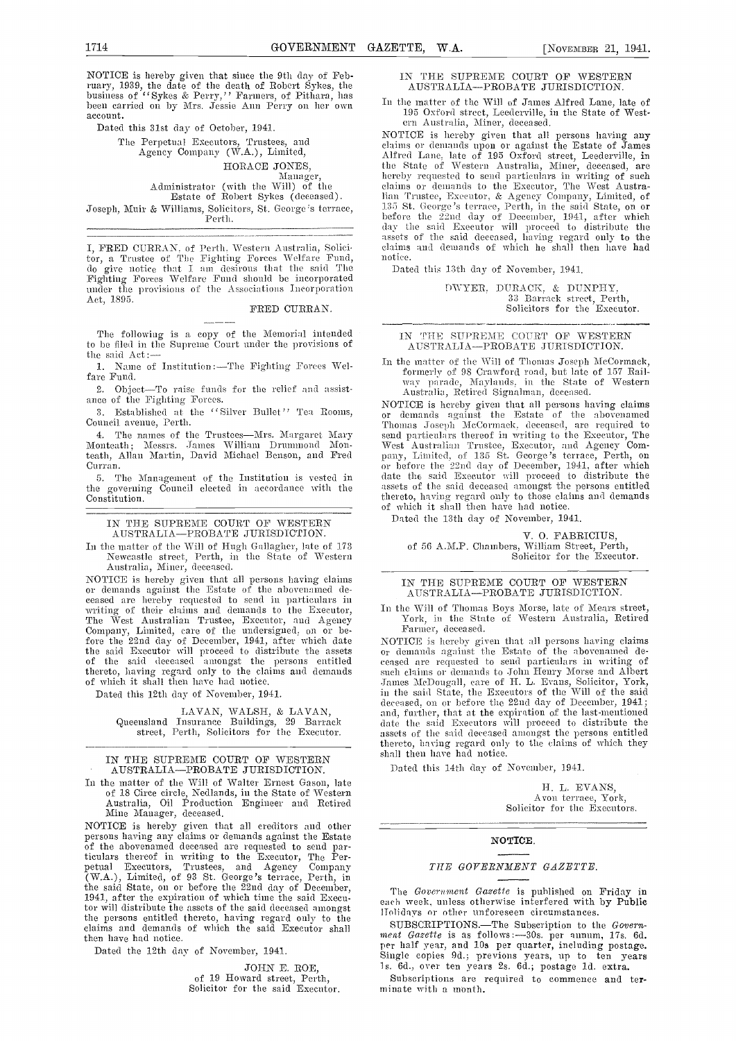NOTICE is hereby given that since the 9th day of February, 1939, the date of the death of Robert Sykes, the business of "Sykes & Perry," Farmers, of Pithara, has been carried on by Mrs. Jessie Ann Perry on her own account.

Dated this 31st day of October, 1941.

The Perpetual Executors, Trustees, and Agency Company (W.A.), Limited,
HORACE JONES,
Manager,
Administrator (with the Will) of the Estate of Robert Sykes (deceased).

Joseph, Muir & Williams, Solicitors, St. George's terrace, Perth.

---

I, FRED CURRAN, of Perth, Western Australia, Solicitor, a Trustee of The Fighting Forces Welfare Fund, do give notice that I am desirous that the said The Fighting Forces Welfare Fund should be incorporated under the provisions of the Associations Incorporation Act, 1895.

FRED CURRAN.

The following is a copy of the Memorial intended to be filed in the Supreme Court under the provisions of the said Act:—

1. Name of Institution:—The Fighting Forces Welfare Fund.
2. Object—To raise funds for the relief and assistance of the Fighting Forces.
3. Established at the "Silver Bullet" Tea Rooms, Council avenue, Perth.
4. The names of the Trustees—Mrs. Margaret Mary Monteath; Messrs. James William Drummond Monteath, Allan Martin, David Michael Benson, and Fred Curran.
5. The Management of the Institution is vested in the governing Council elected in accordance with the Constitution.

---

IN THE SUPREME COURT OF WESTERN AUSTRALIA—PROBATE JURISDICTION.

In the matter of the Will of Hugh Gallagher, late of 173 Newcastle street, Perth, in the State of Western Australia, Miner, deceased.

NOTICE is hereby given that all persons having claims or demands against the Estate of the abovenamed deceased are hereby requested to send in particulars in writing of their claims and demands to the Executor, The West Australian Trustee, Executor, and Agency Company, Limited, care of the undersigned, on or before the 22nd day of December, 1941, after which date the said Executor will proceed to distribute the assets of the said deceased amongst the persons entitled thereto, having regard only to the claims and demands of which it shall then have had notice.

Dated this 12th day of November, 1941.

LAVAN, WALSH, & LAVAN,
Queensland Insurance Buildings, 29 Barrack street, Perth, Solicitors for the Executor.

---

IN THE SUPREME COURT OF WESTERN AUSTRALIA—PROBATE JURISDICTION.

In the matter of the Will of Walter Ernest Gason, late of 18 Circe circle, Nedlands, in the State of Western Australia, Oil Production Engineer and Retired Mine Manager, deceased.

NOTICE is hereby given that all creditors and other persons having any claims or demands against the Estate of the abovenamed deceased are requested to send particulars thereof in writing to the Executor, The Perpetual Executors, Trustees, and Agency Company (W.A.), Limited, of 93 St. George's terrace, Perth, in the said State, on or before the 22nd day of December, 1941, after the expiration of which time the said Executor will distribute the assets of the said deceased amongst the persons entitled thereto, having regard only to the claims and demands of which the said Executor shall then have had notice.

Dated the 12th day of November, 1941.

JOHN E. ROE,
of 19 Howard street, Perth,
Solicitor for the said Executor.

---

IN THE SUPREME COURT OF WESTERN AUSTRALIA—PROBATE JURISDICTION.

In the matter of the Will of James Alfred Lane, late of 195 Oxford street, Leederville, in the State of Western Australia, Miner, deceased.

NOTICE is hereby given that all persons having any claims or demands upon or against the Estate of James Alfred Lane, late of 195 Oxford street, Leederville, in the State of Western Australia, Miner, deceased, are hereby requested to send particulars in writing of such claims or demands to the Executor, The West Australian Trustee, Executor, & Agency Company, Limited, of 135 St. George's terrace, Perth, in the said State, on or before the 22nd day of December, 1941, after which day the said Executor will proceed to distribute the assets of the said deceased, having regard only to the claims and demands of which he shall then have had notice.

Dated this 13th day of November, 1941.

DWYER, DURACK, & DUNPHY,
33 Barrack street, Perth,
Solicitors for the Executor.

---

IN THE SUPREME COURT OF WESTERN AUSTRALIA—PROBATE JURISDICTION.

In the matter of the Will of Thomas Joseph McCormack, formerly of 98 Crawford road, but late of 157 Railway parade, Maylands, in the State of Western Australia, Retired Signalman, deceased.

NOTICE is hereby given that all persons having claims or demands against the Estate of the abovenamed Thomas Joseph McCormack, deceased, are required to send particulars thereof in writing to the Executor, The West Australian Trustee, Executor, and Agency Company, Limited, of 135 St. George's terrace, Perth, on or before the 22nd day of December, 1941, after which date the said Executor will proceed to distribute the assets of the said deceased amongst the persons entitled thereto, having regard only to those claims and demands of which it shall then have had notice.

Dated the 13th day of November, 1941.

V. O. FABRICIUS,
of 56 A.M.P. Chambers, William Street, Perth,
Solicitor for the Executor.

---

IN THE SUPREME COURT OF WESTERN AUSTRALIA—PROBATE JURISDICTION.

In the Will of Thomas Boys Morse, late of Mears street, York, in the State of Western Australia, Retired Farmer, deceased.

NOTICE is hereby given that all persons having claims or demands against the Estate of the abovenamed deceased are requested to send particulars in writing of such claims or demands to John Henry Morse and Albert James McDougall, care of H. L. Evans, Solicitor, York, in the said State, the Executors of the Will of the said deceased, on or before the 22nd day of December, 1941; and, further, that at the expiration of the last-mentioned date the said Executors will proceed to distribute the assets of the said deceased amongst the persons entitled thereto, having regard only to the claims of which they shall then have had notice.

Dated this 14th day of November, 1941.

H. L. EVANS,
Avon terrace, York,
Solicitor for the Executors.

---

## NOTICE.

### *THE GOVERNMENT GAZETTE.*

The *Government Gazette* is published on Friday in each week, unless otherwise interfered with by Public Holidays or other unforeseen circumstances.

SUBSCRIPTIONS.—The Subscription to the *Government Gazette* is as follows:—30s. per annum, 17s. 6d. per half year, and 10s per quarter, including postage. Single copies 9d.; previous years, up to ten years 1s. 6d., over ten years 2s. 6d.; postage 1d. extra.

Subscriptions are required to commence and terminate with a month.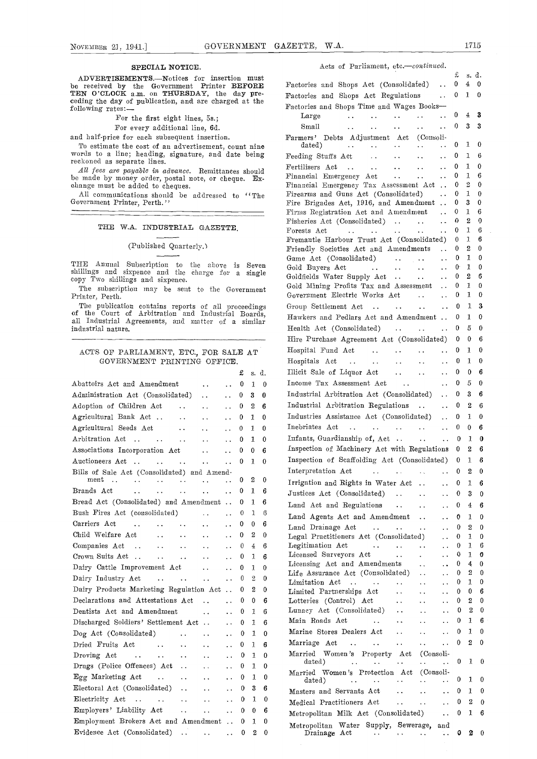## SPECIAL NOTICE.

ADVERTISEMENTS.—Notices for insertion must be received by the Government Printer **BEFORE TEN O'CLOCK** a.m. on **THURSDAY**, the day preceding the day of publication, and are charged at the following rates:—

For the first eight lines, 5s.;

For every additional line, 6d.

and half-price for each subsequent insertion.

To estimate the cost of an advertisement, count nine words to a line; heading, signature, and date being reckoned as separate lines.

*All fees are payable in advance.* Remittances should be made by money order, postal note, or cheque. Exchange must be added to cheques.

All communications should be addressed to "The Government Printer, Perth."

## THE W.A. INDUSTRIAL GAZETTE.

(Published Quarterly.)

THE Annual Subscription to the above is Seven shillings and sixpence and the charge for a single copy Two shillings and sixpence.

The subscription may be sent to the Government Printer, Perth.

The publication contains reports of all proceedings of the Court of Arbitration and Industrial Boards, all Industrial Agreements, and matter of a similar industrial nature.

## ACTS OF PARLIAMENT, ETC., FOR SALE AT GOVERNMENT PRINTING OFFICE.

| | £ | s. | d. |
|---|---|---|---|
| Abattoirs Act and Amendment | 0 | 1 | 0 |
| Administration Act (Consolidated) | 0 | 3 | 0 |
| Adoption of Children Act | 0 | 2 | 6 |
| Agricultural Bank Act | 0 | 1 | 0 |
| Agricultural Seeds Act | 0 | 1 | 0 |
| Arbitration Act | 0 | 1 | 0 |
| Associations Incorporation Act | 0 | 0 | 6 |
| Auctioneers Act | 0 | 1 | 0 |
| Bills of Sale Act (Consolidated) and Amendment | 0 | 2 | 0 |
| Brands Act | 0 | 1 | 6 |
| Bread Act (Consolidated) and Amendment | 0 | 1 | 6 |
| Bush Fires Act (consolidated) | 0 | 1 | 6 |
| Carriers Act | 0 | 0 | 6 |
| Child Welfare Act | 0 | 2 | 0 |
| Companies Act | 0 | 4 | 6 |
| Crown Suits Act | 0 | 1 | 6 |
| Dairy Cattle Improvement Act | 0 | 1 | 0 |
| Dairy Industry Act | 0 | 2 | 0 |
| Dairy Products Marketing Regulation Act | 0 | 2 | 0 |
| Declarations and Attestations Act | 0 | 0 | 6 |
| Dentists Act and Amendment | 0 | 1 | 6 |
| Discharged Soldiers' Settlement Act | 0 | 1 | 6 |
| Dog Act (Consolidated) | 0 | 1 | 0 |
| Dried Fruits Act | 0 | 1 | 6 |
| Droving Act | 0 | 1 | 0 |
| Drugs (Police Offences) Act | 0 | 1 | 0 |
| Egg Marketing Act | 0 | 1 | 0 |
| Electoral Act (Consolidated) | 0 | 3 | 6 |
| Electricity Act | 0 | 1 | 0 |
| Employers' Liability Act | 0 | 0 | 6 |
| Employment Brokers Act and Amendment | 0 | 1 | 0 |
| Evidence Act (Consolidated) | 0 | 2 | 0 |

Acts of Parliament, etc.—*continued.*

| | £ | s. | d. |
|---|---|---|---|
| Factories and Shops Act (Consolidated) | 0 | 4 | 0 |
| Factories and Shops Act Regulations | 0 | 1 | 0 |
| Factories and Shops Time and Wages Books— | | | |
| Large | 0 | 4 | 3 |
| Small | 0 | 3 | 3 |
| Farmers' Debts Adjustment Act (Consolidated) | 0 | 1 | 0 |
| Feeding Stuffs Act | 0 | 1 | 6 |
| Fertilisers Act | 0 | 1 | 0 |
| Financial Emergency Act | 0 | 1 | 6 |
| Financial Emergency Tax Assessment Act | 0 | 2 | 0 |
| Firearms and Guns Act (Consolidated) | 0 | 1 | 0 |
| Fire Brigades Act, 1916, and Amendment | 0 | 3 | 0 |
| Firms Registration Act and Amendment | 0 | 1 | 6 |
| Fisheries Act (Consolidated) | 0 | 2 | 0 |
| Forests Act | 0 | 1 | 6 |
| Fremantle Harbour Trust Act (Consolidated) | 0 | 1 | 6 |
| Friendly Societies Act and Amendments | 0 | 2 | 0 |
| Game Act (Consolidated) | 0 | 1 | 0 |
| Gold Buyers Act | 0 | 1 | 0 |
| Goldfields Water Supply Act | 0 | 2 | 6 |
| Gold Mining Profits Tax and Assessment | 0 | 1 | 0 |
| Government Electric Works Act | 0 | 1 | 0 |
| Group Settlement Act | 0 | 1 | 3 |
| Hawkers and Pedlars Act and Amendment | 0 | 1 | 0 |
| Health Act (Consolidated) | 0 | 5 | 0 |
| Hire Purchase Agreement Act (Consolidated) | 0 | 0 | 6 |
| Hospital Fund Act | 0 | 1 | 0 |
| Hospitals Act | 0 | 1 | 0 |
| Illicit Sale of Liquor Act | 0 | 0 | 6 |
| Income Tax Assessment Act | 0 | 5 | 0 |
| Industrial Arbitration Act (Consolidated) | 0 | 3 | 6 |
| Industrial Arbitration Regulations | 0 | 2 | 6 |
| Industries Assistance Act (Consolidated) | 0 | 1 | 0 |
| Inebriates Act | 0 | 0 | 6 |
| Infants, Guardianship of, Act | 0 | 1 | 0 |
| Inspection of Machinery Act with Regulations | 0 | 2 | 6 |
| Inspection of Scaffolding Act (Consolidated) | 0 | 1 | 6 |
| Interpretation Act | 0 | 2 | 0 |
| Irrigation and Rights in Water Act | 0 | 1 | 6 |
| Justices Act (Consolidated) | 0 | 3 | 0 |
| Land Act and Regulations | 0 | 4 | 6 |
| Land Agents Act and Amendment | 0 | 1 | 0 |
| Land Drainage Act | 0 | 2 | 0 |
| Legal Practitioners Act (Consolidated) | 0 | 1 | 0 |
| Legitimation Act | 0 | 1 | 6 |
| Licensed Surveyors Act | 0 | 1 | 0 |
| Licensing Act and Amendments | 0 | 4 | 0 |
| Life Assurance Act (Consolidated) | 0 | 2 | 0 |
| Limitation Act | 0 | 1 | 0 |
| Limited Partnerships Act | 0 | 0 | 6 |
| Lotteries (Control) Act | 0 | 2 | 0 |
| Lunacy Act (Consolidated) | 0 | 2 | 0 |
| Main Roads Act | 0 | 1 | 6 |
| Marine Stores Dealers Act | 0 | 1 | 0 |
| Marriage Act | 0 | 2 | 0 |
| Married Women's Property Act (Consolidated) | 0 | 1 | 0 |
| Married Women's Protection Act (Consolidated) | 0 | 1 | 0 |
| Masters and Servants Act | 0 | 1 | 0 |
| Medical Practitioners Act | 0 | 2 | 0 |
| Metropolitan Milk Act (Consolidated) | 0 | 1 | 6 |
| Metropolitan Water Supply, Sewerage, and Drainage Act | 0 | 2 | 0 |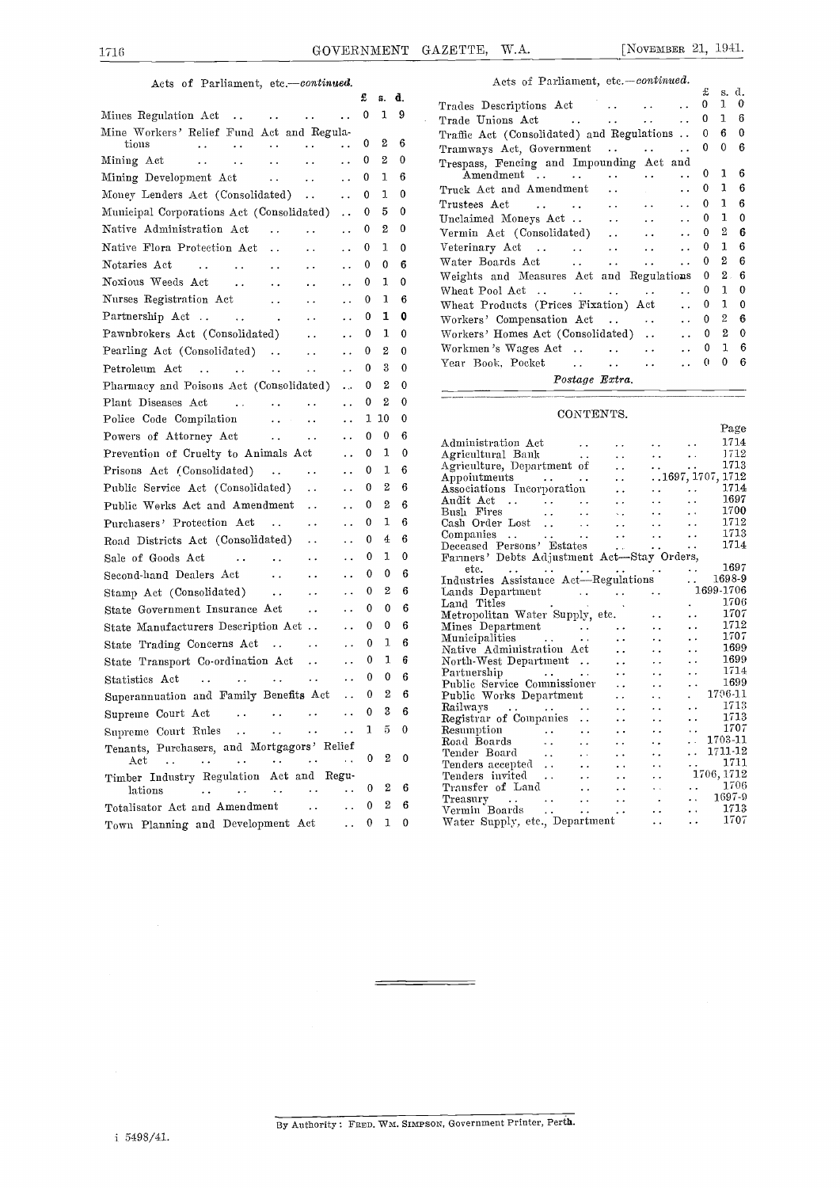Acts of Parliament, etc.—*continued.*

| | £ | s. | d. |
|---|---|---|---|
| Mines Regulation Act | 0 | 1 | 9 |
| Mine Workers' Relief Fund Act and Regulations | 0 | 2 | 6 |
| Mining Act | 0 | 2 | 0 |
| Mining Development Act | 0 | 1 | 6 |
| Money Lenders Act (Consolidated) | 0 | 1 | 0 |
| Municipal Corporations Act (Consolidated) | 0 | 5 | 0 |
| Native Administration Act | 0 | 2 | 0 |
| Native Flora Protection Act | 0 | 1 | 0 |
| Notaries Act | 0 | 0 | 6 |
| Noxious Weeds Act | 0 | 1 | 0 |
| Nurses Registration Act | 0 | 1 | 6 |
| Partnership Act | 0 | 1 | 0 |
| Pawnbrokers Act (Consolidated) | 0 | 1 | 0 |
| Pearling Act (Consolidated) | 0 | 2 | 0 |
| Petroleum Act | 0 | 3 | 0 |
| Pharmacy and Poisons Act (Consolidated) | 0 | 2 | 0 |
| Plant Diseases Act | 0 | 2 | 0 |
| Police Code Compilation | 1 | 10 | 0 |
| Powers of Attorney Act | 0 | 0 | 6 |
| Prevention of Cruelty to Animals Act | 0 | 1 | 0 |
| Prisons Act (Consolidated) | 0 | 1 | 6 |
| Public Service Act (Consolidated) | 0 | 2 | 6 |
| Public Works Act and Amendment | 0 | 2 | 6 |
| Purchasers' Protection Act | 0 | 1 | 6 |
| Road Districts Act (Consolidated) | 0 | 4 | 6 |
| Sale of Goods Act | 0 | 1 | 0 |
| Second-hand Dealers Act | 0 | 0 | 6 |
| Stamp Act (Consolidated) | 0 | 2 | 6 |
| State Government Insurance Act | 0 | 0 | 6 |
| State Manufacturers Description Act | 0 | 0 | 6 |
| State Trading Concerns Act | 0 | 1 | 6 |
| State Transport Co-ordination Act | 0 | 1 | 6 |
| Statistics Act | 0 | 0 | 6 |
| Superannuation and Family Benefits Act | 0 | 2 | 6 |
| Supreme Court Act | 0 | 3 | 6 |
| Supreme Court Rules | 1 | 5 | 0 |
| Tenants, Purchasers, and Mortgagors' Relief Act | 0 | 2 | 0 |
| Timber Industry Regulation Act and Regulations | 0 | 2 | 6 |
| Totalisator Act and Amendment | 0 | 2 | 6 |
| Town Planning and Development Act | 0 | 1 | 0 |
| Trades Descriptions Act | 0 | 1 | 0 |
| Trade Unions Act | 0 | 1 | 6 |
| Traffic Act (Consolidated) and Regulations | 0 | 6 | 0 |
| Tramways Act, Government | 0 | 0 | 6 |
| Trespass, Fencing and Impounding Act and Amendment | 0 | 1 | 6 |
| Truck Act and Amendment | 0 | 1 | 6 |
| Trustees Act | 0 | 1 | 6 |
| Unclaimed Moneys Act | 0 | 1 | 0 |
| Vermin Act (Consolidated) | 0 | 2 | 6 |
| Veterinary Act | 0 | 1 | 6 |
| Water Boards Act | 0 | 2 | 6 |
| Weights and Measures Act and Regulations | 0 | 2 | 6 |
| Wheat Pool Act | 0 | 1 | 0 |
| Wheat Products (Prices Fixation) Act | 0 | 1 | 0 |
| Workers' Compensation Act | 0 | 2 | 6 |
| Workers' Homes Act (Consolidated) | 0 | 2 | 0 |
| Workmen's Wages Act | 0 | 1 | 6 |
| Year Book, Pocket | 0 | 0 | 6 |

*Postage Extra.*

## CONTENTS.

| | Page |
|---|---|
| Administration Act | 1714 |
| Agricultural Bank | 1712 |
| Agriculture, Department of | 1713 |
| Appointments | 1697, 1707, 1712 |
| Associations Incorporation | 1714 |
| Audit Act | 1697 |
| Bush Fires | 1700 |
| Cash Order Lost | 1712 |
| Companies | 1713 |
| Deceased Persons' Estates | 1714 |
| Farmers' Debts Adjustment Act—Stay Orders, etc. | 1697 |
| Industries Assistance Act—Regulations | 1698-9 |
| Lands Department | 1699-1706 |
| Land Titles | 1706 |
| Metropolitan Water Supply, etc. | 1707 |
| Mines Department | 1712 |
| Municipalities | 1707 |
| Native Administration Act | 1699 |
| North-West Department | 1699 |
| Partnership | 1714 |
| Public Service Commissioner | 1699 |
| Public Works Department | 1706-11 |
| Railways | 1713 |
| Registrar of Companies | 1713 |
| Resumption | 1707 |
| Road Boards | 1703-11 |
| Tender Board | 1711-12 |
| Tenders accepted | 1711 |
| Tenders invited | 1706, 1712 |
| Transfer of Land | 1706 |
| Treasury | 1697-9 |
| Vermin Boards | 1713 |
| Water Supply, etc., Department | 1707 |

By Authority: FRED. WM. SIMPSON, Government Printer, Perth.

i 5498/41.